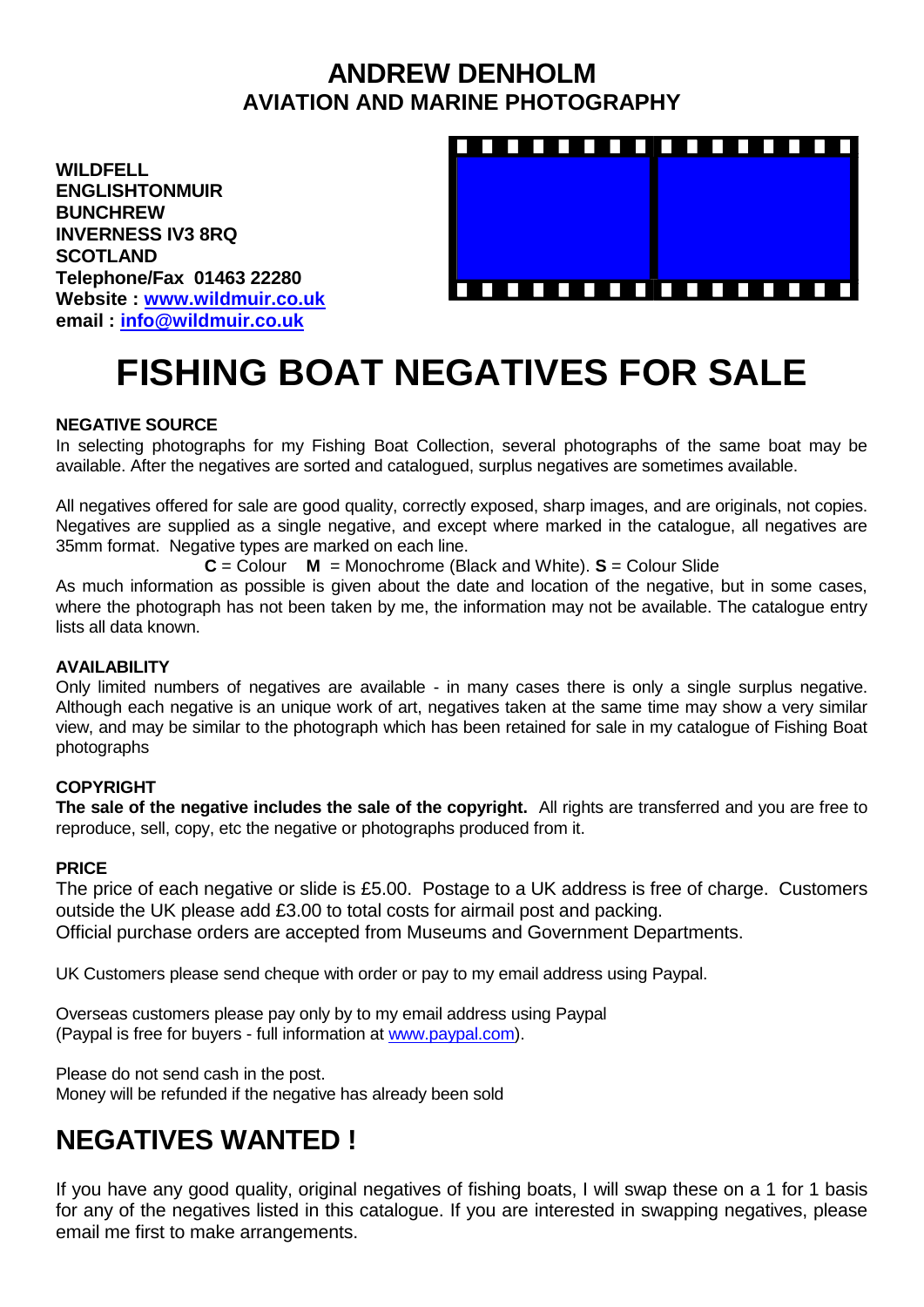# ANDREW DENHOLM
## AVIATION AND MARINE PHOTOGRAPHY

**WILDFELL**
**ENGLISHTONMUIR**
**BUNCHREW**
**INVERNESS IV3 8RQ**
**SCOTLAND**
**Telephone/Fax 01463 22280**
**Website : www.wildmuir.co.uk**
**email : info@wildmuir.co.uk**

# FISHING BOAT NEGATIVES FOR SALE

### NEGATIVE SOURCE

In selecting photographs for my Fishing Boat Collection, several photographs of the same boat may be available. After the negatives are sorted and catalogued, surplus negatives are sometimes available.

All negatives offered for sale are good quality, correctly exposed, sharp images, and are originals, not copies. Negatives are supplied as a single negative, and except where marked in the catalogue, all negatives are 35mm format. Negative types are marked on each line.

**C** = Colour **M** = Monochrome (Black and White). **S** = Colour Slide

As much information as possible is given about the date and location of the negative, but in some cases, where the photograph has not been taken by me, the information may not be available. The catalogue entry lists all data known.

### AVAILABILITY

Only limited numbers of negatives are available - in many cases there is only a single surplus negative. Although each negative is an unique work of art, negatives taken at the same time may show a very similar view, and may be similar to the photograph which has been retained for sale in my catalogue of Fishing Boat photographs

### COPYRIGHT

**The sale of the negative includes the sale of the copyright.** All rights are transferred and you are free to reproduce, sell, copy, etc the negative or photographs produced from it.

### PRICE

The price of each negative or slide is £5.00. Postage to a UK address is free of charge. Customers outside the UK please add £3.00 to total costs for airmail post and packing.
Official purchase orders are accepted from Museums and Government Departments.

UK Customers please send cheque with order or pay to my email address using Paypal.

Overseas customers please pay only by to my email address using Paypal
(Paypal is free for buyers - full information at www.paypal.com).

Please do not send cash in the post.
Money will be refunded if the negative has already been sold

## NEGATIVES WANTED !

If you have any good quality, original negatives of fishing boats, I will swap these on a 1 for 1 basis for any of the negatives listed in this catalogue. If you are interested in swapping negatives, please email me first to make arrangements.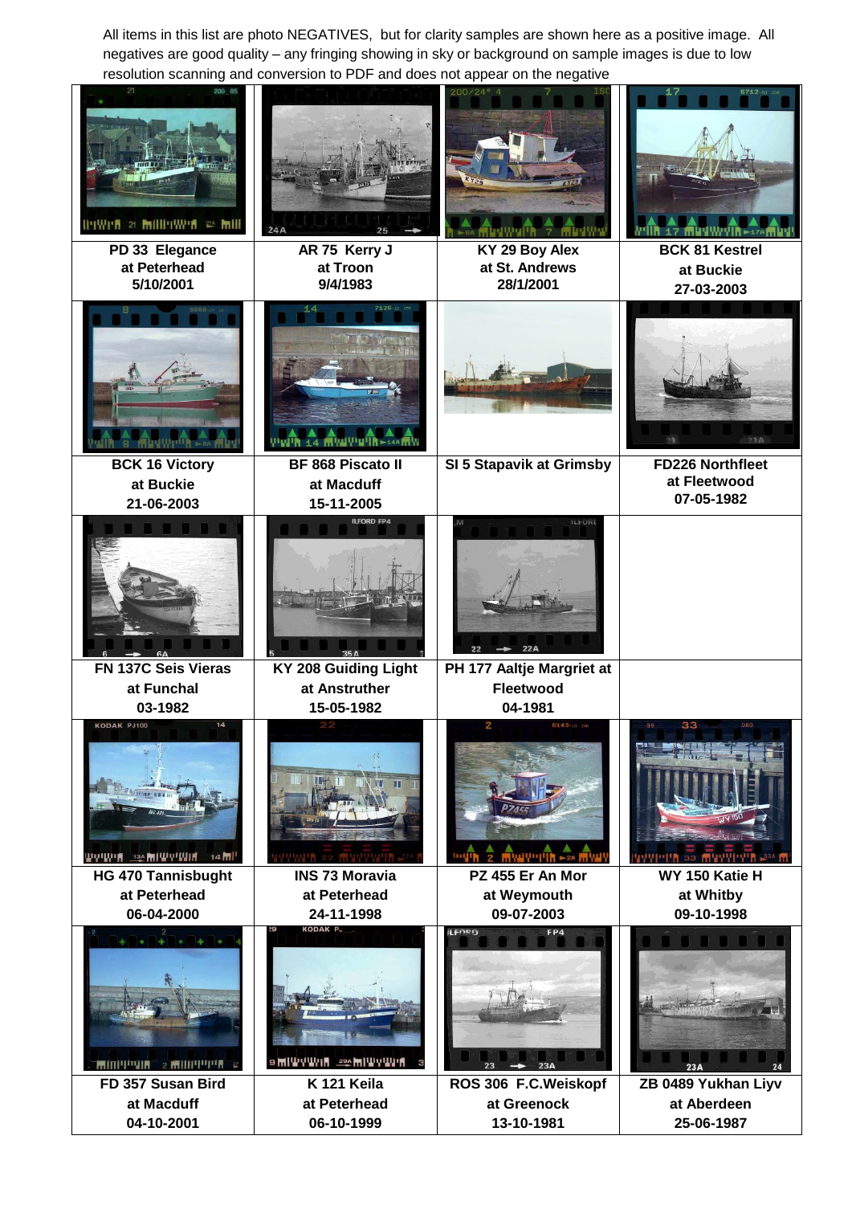All items in this list are photo NEGATIVES, but for clarity samples are shown here as a positive image. All negatives are good quality – any fringing showing in sky or background on sample images is due to low resolution scanning and conversion to PDF and does not appear on the negative

| | | | |
|---|---|---|---|
| **PD 33 Elegance at Peterhead 5/10/2001** | **AR 75 Kerry J at Troon 9/4/1983** | **KY 29 Boy Alex at St. Andrews 28/1/2001** | **BCK 81 Kestrel at Buckie 27-03-2003** |
| **BCK 16 Victory at Buckie 21-06-2003** | **BF 868 Piscato II at Macduff 15-11-2005** | **SI 5 Stapavik at Grimsby** | **FD226 Northfleet at Fleetwood 07-05-1982** |
| **FN 137C Seis Vieras at Funchal 03-1982** | **KY 208 Guiding Light at Anstruther 15-05-1982** | **PH 177 Aaltje Margriet at Fleetwood 04-1981** | |
| **HG 470 Tannisbught at Peterhead 06-04-2000** | **INS 73 Moravia at Peterhead 24-11-1998** | **PZ 455 Er An Mor at Weymouth 09-07-2003** | **WY 150 Katie H at Whitby 09-10-1998** |
| **FD 357 Susan Bird at Macduff 04-10-2001** | **K 121 Keila at Peterhead 06-10-1999** | **ROS 306 F.C.Weiskopf at Greenock 13-10-1981** | **ZB 0489 Yukhan Liyv at Aberdeen 25-06-1987** |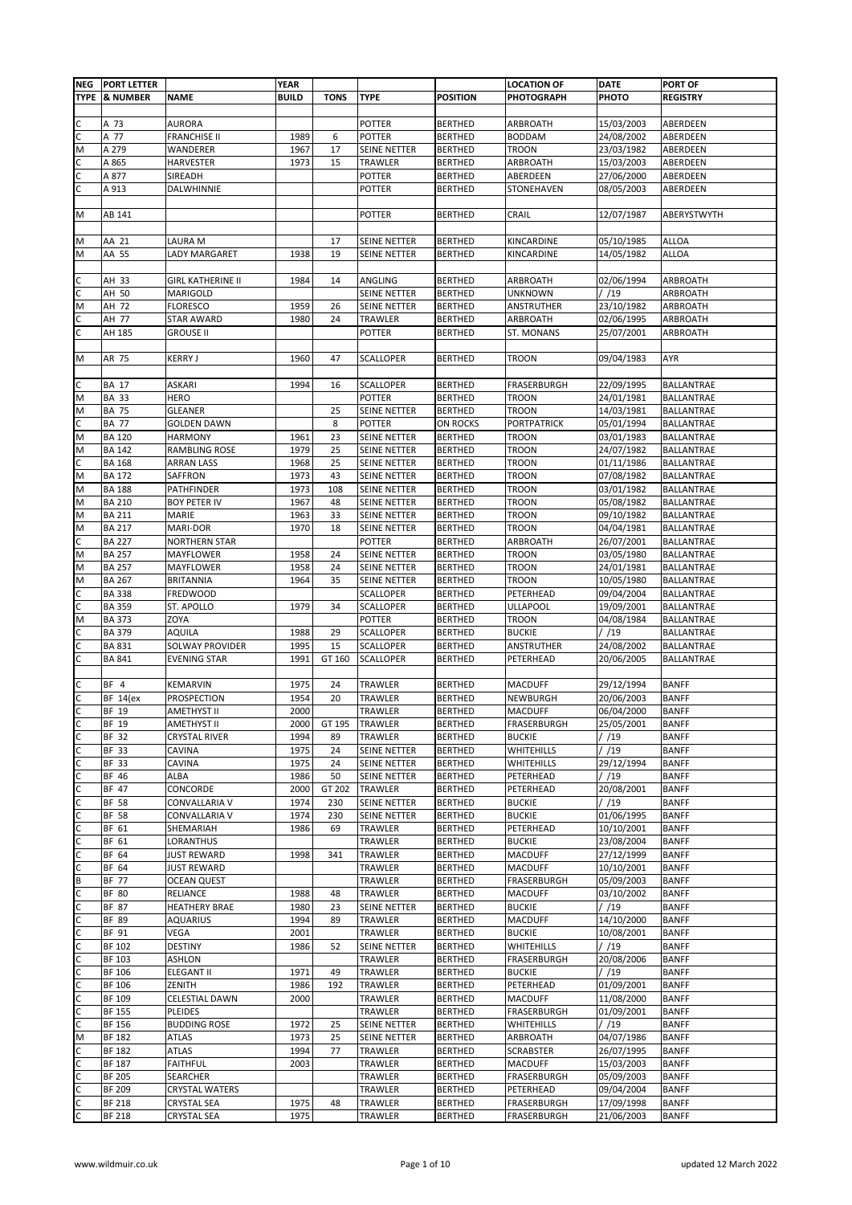| NEG TYPE | PORT LETTER & NUMBER | NAME | YEAR BUILD | TONS | TYPE | POSITION | LOCATION OF PHOTOGRAPH | DATE PHOTO | PORT OF REGISTRY |
|---|---|---|---|---|---|---|---|---|---|
| | | | | | | | | | |
| C | A 73 | AURORA | | | POTTER | BERTHED | ARBROATH | 15/03/2003 | ABERDEEN |
| C | A 77 | FRANCHISE II | 1989 | 6 | POTTER | BERTHED | BODDAM | 24/08/2002 | ABERDEEN |
| M | A 279 | WANDERER | 1967 | 17 | SEINE NETTER | BERTHED | TROON | 23/03/1982 | ABERDEEN |
| C | A 865 | HARVESTER | 1973 | 15 | TRAWLER | BERTHED | ARBROATH | 15/03/2003 | ABERDEEN |
| C | A 877 | SIREADH | | | POTTER | BERTHED | ABERDEEN | 27/06/2000 | ABERDEEN |
| C | A 913 | DALWHINNIE | | | POTTER | BERTHED | STONEHAVEN | 08/05/2003 | ABERDEEN |
| | | | | | | | | | |
| M | AB 141 | | | | POTTER | BERTHED | CRAIL | 12/07/1987 | ABERYSTWYTH |
| | | | | | | | | | |
| M | AA 21 | LAURA M | | 17 | SEINE NETTER | BERTHED | KINCARDINE | 05/10/1985 | ALLOA |
| M | AA 55 | LADY MARGARET | 1938 | 19 | SEINE NETTER | BERTHED | KINCARDINE | 14/05/1982 | ALLOA |
| | | | | | | | | | |
| C | AH 33 | GIRL KATHERINE II | 1984 | 14 | ANGLING | BERTHED | ARBROATH | 02/06/1994 | ARBROATH |
| C | AH 50 | MARIGOLD | | | SEINE NETTER | BERTHED | UNKNOWN | / /19 | ARBROATH |
| M | AH 72 | FLORESCO | 1959 | 26 | SEINE NETTER | BERTHED | ANSTRUTHER | 23/10/1982 | ARBROATH |
| C | AH 77 | STAR AWARD | 1980 | 24 | TRAWLER | BERTHED | ARBROATH | 02/06/1995 | ARBROATH |
| C | AH 185 | GROUSE II | | | POTTER | BERTHED | ST. MONANS | 25/07/2001 | ARBROATH |
| | | | | | | | | | |
| M | AR 75 | KERRY J | 1960 | 47 | SCALLOPER | BERTHED | TROON | 09/04/1983 | AYR |
| | | | | | | | | | |
| C | BA 17 | ASKARI | 1994 | 16 | SCALLOPER | BERTHED | FRASERBURGH | 22/09/1995 | BALLANTRAE |
| M | BA 33 | HERO | | | POTTER | BERTHED | TROON | 24/01/1981 | BALLANTRAE |
| M | BA 75 | GLEANER | | 25 | SEINE NETTER | BERTHED | TROON | 14/03/1981 | BALLANTRAE |
| C | BA 77 | GOLDEN DAWN | | 8 | POTTER | ON ROCKS | PORTPATRICK | 05/01/1994 | BALLANTRAE |
| M | BA 120 | HARMONY | 1961 | 23 | SEINE NETTER | BERTHED | TROON | 03/01/1983 | BALLANTRAE |
| M | BA 142 | RAMBLING ROSE | 1979 | 25 | SEINE NETTER | BERTHED | TROON | 24/07/1982 | BALLANTRAE |
| C | BA 168 | ARRAN LASS | 1968 | 25 | SEINE NETTER | BERTHED | TROON | 01/11/1986 | BALLANTRAE |
| M | BA 172 | SAFFRON | 1973 | 43 | SEINE NETTER | BERTHED | TROON | 07/08/1982 | BALLANTRAE |
| M | BA 188 | PATHFINDER | 1973 | 108 | SEINE NETTER | BERTHED | TROON | 03/01/1982 | BALLANTRAE |
| M | BA 210 | BOY PETER IV | 1967 | 48 | SEINE NETTER | BERTHED | TROON | 05/08/1982 | BALLANTRAE |
| M | BA 211 | MARIE | 1963 | 33 | SEINE NETTER | BERTHED | TROON | 09/10/1982 | BALLANTRAE |
| M | BA 217 | MARI-DOR | 1970 | 18 | SEINE NETTER | BERTHED | TROON | 04/04/1981 | BALLANTRAE |
| C | BA 227 | NORTHERN STAR | | | POTTER | BERTHED | ARBROATH | 26/07/2001 | BALLANTRAE |
| M | BA 257 | MAYFLOWER | 1958 | 24 | SEINE NETTER | BERTHED | TROON | 03/05/1980 | BALLANTRAE |
| M | BA 257 | MAYFLOWER | 1958 | 24 | SEINE NETTER | BERTHED | TROON | 24/01/1981 | BALLANTRAE |
| M | BA 267 | BRITANNIA | 1964 | 35 | SEINE NETTER | BERTHED | TROON | 10/05/1980 | BALLANTRAE |
| C | BA 338 | FREDWOOD | | | SCALLOPER | BERTHED | PETERHEAD | 09/04/2004 | BALLANTRAE |
| C | BA 359 | ST. APOLLO | 1979 | 34 | SCALLOPER | BERTHED | ULLAPOOL | 19/09/2001 | BALLANTRAE |
| M | BA 373 | ZOYA | | | POTTER | BERTHED | TROON | 04/08/1984 | BALLANTRAE |
| C | BA 379 | AQUILA | 1988 | 29 | SCALLOPER | BERTHED | BUCKIE | / /19 | BALLANTRAE |
| C | BA 831 | SOLWAY PROVIDER | 1995 | 15 | SCALLOPER | BERTHED | ANSTRUTHER | 24/08/2002 | BALLANTRAE |
| C | BA 841 | EVENING STAR | 1991 | GT 160 | SCALLOPER | BERTHED | PETERHEAD | 20/06/2005 | BALLANTRAE |
| | | | | | | | | | |
| C | BF 4 | KEMARVIN | 1975 | 24 | TRAWLER | BERTHED | MACDUFF | 29/12/1994 | BANFF |
| C | BF 14(ex | PROSPECTION | 1954 | 20 | TRAWLER | BERTHED | NEWBURGH | 20/06/2003 | BANFF |
| C | BF 19 | AMETHYST II | 2000 | | TRAWLER | BERTHED | MACDUFF | 06/04/2000 | BANFF |
| C | BF 19 | AMETHYST II | 2000 | GT 195 | TRAWLER | BERTHED | FRASERBURGH | 25/05/2001 | BANFF |
| C | BF 32 | CRYSTAL RIVER | 1994 | 89 | TRAWLER | BERTHED | BUCKIE | / /19 | BANFF |
| C | BF 33 | CAVINA | 1975 | 24 | SEINE NETTER | BERTHED | WHITEHILLS | / /19 | BANFF |
| C | BF 33 | CAVINA | 1975 | 24 | SEINE NETTER | BERTHED | WHITEHILLS | 29/12/1994 | BANFF |
| C | BF 46 | ALBA | 1986 | 50 | SEINE NETTER | BERTHED | PETERHEAD | / /19 | BANFF |
| C | BF 47 | CONCORDE | 2000 | GT 202 | TRAWLER | BERTHED | PETERHEAD | 20/08/2001 | BANFF |
| C | BF 58 | CONVALLARIA V | 1974 | 230 | SEINE NETTER | BERTHED | BUCKIE | / /19 | BANFF |
| C | BF 58 | CONVALLARIA V | 1974 | 230 | SEINE NETTER | BERTHED | BUCKIE | 01/06/1995 | BANFF |
| C | BF 61 | SHEMARIAH | 1986 | 69 | TRAWLER | BERTHED | PETERHEAD | 10/10/2001 | BANFF |
| C | BF 61 | LORANTHUS | | | TRAWLER | BERTHED | BUCKIE | 23/08/2004 | BANFF |
| C | BF 64 | JUST REWARD | 1998 | 341 | TRAWLER | BERTHED | MACDUFF | 27/12/1999 | BANFF |
| C | BF 64 | JUST REWARD | | | TRAWLER | BERTHED | MACDUFF | 10/10/2001 | BANFF |
| B | BF 77 | OCEAN QUEST | | | TRAWLER | BERTHED | FRASERBURGH | 05/09/2003 | BANFF |
| C | BF 80 | RELIANCE | 1988 | 48 | TRAWLER | BERTHED | MACDUFF | 03/10/2002 | BANFF |
| C | BF 87 | HEATHERY BRAE | 1980 | 23 | SEINE NETTER | BERTHED | BUCKIE | / /19 | BANFF |
| C | BF 89 | AQUARIUS | 1994 | 89 | TRAWLER | BERTHED | MACDUFF | 14/10/2000 | BANFF |
| C | BF 91 | VEGA | 2001 | | TRAWLER | BERTHED | BUCKIE | 10/08/2001 | BANFF |
| C | BF 102 | DESTINY | 1986 | 52 | SEINE NETTER | BERTHED | WHITEHILLS | / /19 | BANFF |
| C | BF 103 | ASHLON | | | TRAWLER | BERTHED | FRASERBURGH | 20/08/2006 | BANFF |
| C | BF 106 | ELEGANT II | 1971 | 49 | TRAWLER | BERTHED | BUCKIE | / /19 | BANFF |
| C | BF 106 | ZENITH | 1986 | 192 | TRAWLER | BERTHED | PETERHEAD | 01/09/2001 | BANFF |
| C | BF 109 | CELESTIAL DAWN | 2000 | | TRAWLER | BERTHED | MACDUFF | 11/08/2000 | BANFF |
| C | BF 155 | PLEIDES | | | TRAWLER | BERTHED | FRASERBURGH | 01/09/2001 | BANFF |
| C | BF 156 | BUDDING ROSE | 1972 | 25 | SEINE NETTER | BERTHED | WHITEHILLS | / /19 | BANFF |
| M | BF 182 | ATLAS | 1973 | 25 | SEINE NETTER | BERTHED | ARBROATH | 04/07/1986 | BANFF |
| C | BF 182 | ATLAS | 1994 | 77 | TRAWLER | BERTHED | SCRABSTER | 26/07/1995 | BANFF |
| C | BF 187 | FAITHFUL | 2003 | | TRAWLER | BERTHED | MACDUFF | 15/03/2003 | BANFF |
| C | BF 205 | SEARCHER | | | TRAWLER | BERTHED | FRASERBURGH | 05/09/2003 | BANFF |
| C | BF 209 | CRYSTAL WATERS | | | TRAWLER | BERTHED | PETERHEAD | 09/04/2004 | BANFF |
| C | BF 218 | CRYSTAL SEA | 1975 | 48 | TRAWLER | BERTHED | FRASERBURGH | 17/09/1998 | BANFF |
| C | BF 218 | CRYSTAL SEA | 1975 | | TRAWLER | BERTHED | FRASERBURGH | 21/06/2003 | BANFF |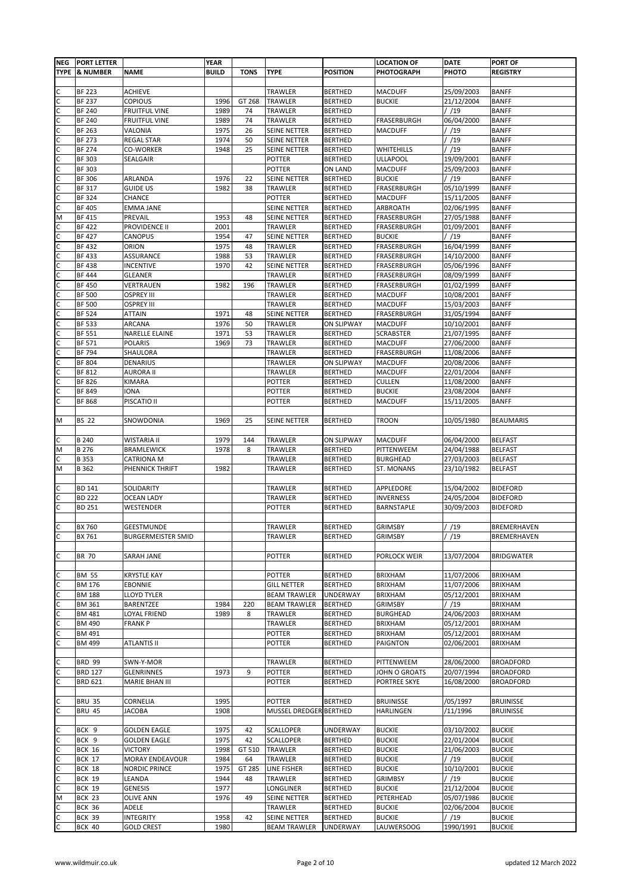| NEG TYPE | PORT LETTER & NUMBER | NAME | YEAR BUILD | TONS | TYPE | POSITION | LOCATION OF PHOTOGRAPH | DATE PHOTO | PORT OF REGISTRY |
|---|---|---|---|---|---|---|---|---|---|
| | | | | | | | | | |
| C | BF 223 | ACHIEVE | | | TRAWLER | BERTHED | MACDUFF | 25/09/2003 | BANFF |
| C | BF 237 | COPIOUS | 1996 | GT 268 | TRAWLER | BERTHED | BUCKIE | 21/12/2004 | BANFF |
| C | BF 240 | FRUITFUL VINE | 1989 | 74 | TRAWLER | BERTHED | | / /19 | BANFF |
| C | BF 240 | FRUITFUL VINE | 1989 | 74 | TRAWLER | BERTHED | FRASERBURGH | 06/04/2000 | BANFF |
| C | BF 263 | VALONIA | 1975 | 26 | SEINE NETTER | BERTHED | MACDUFF | / /19 | BANFF |
| C | BF 273 | REGAL STAR | 1974 | 50 | SEINE NETTER | BERTHED | | / /19 | BANFF |
| C | BF 274 | CO-WORKER | 1948 | 25 | SEINE NETTER | BERTHED | WHITEHILLS | / /19 | BANFF |
| C | BF 303 | SEALGAIR | | | POTTER | BERTHED | ULLAPOOL | 19/09/2001 | BANFF |
| C | BF 303 | | | | POTTER | ON LAND | MACDUFF | 25/09/2003 | BANFF |
| C | BF 306 | ARLANDA | 1976 | 22 | SEINE NETTER | BERTHED | BUCKIE | / /19 | BANFF |
| C | BF 317 | GUIDE US | 1982 | 38 | TRAWLER | BERTHED | FRASERBURGH | 05/10/1999 | BANFF |
| C | BF 324 | CHANCE | | | POTTER | BERTHED | MACDUFF | 15/11/2005 | BANFF |
| C | BF 405 | EMMA JANE | | | SEINE NETTER | BERTHED | ARBROATH | 02/06/1995 | BANFF |
| M | BF 415 | PREVAIL | 1953 | 48 | SEINE NETTER | BERTHED | FRASERBURGH | 27/05/1988 | BANFF |
| C | BF 422 | PROVIDENCE II | 2001 | | TRAWLER | BERTHED | FRASERBURGH | 01/09/2001 | BANFF |
| C | BF 427 | CANOPUS | 1954 | 47 | SEINE NETTER | BERTHED | BUCKIE | / /19 | BANFF |
| C | BF 432 | ORION | 1975 | 48 | TRAWLER | BERTHED | FRASERBURGH | 16/04/1999 | BANFF |
| C | BF 433 | ASSURANCE | 1988 | 53 | TRAWLER | BERTHED | FRASERBURGH | 14/10/2000 | BANFF |
| C | BF 438 | INCENTIVE | 1970 | 42 | SEINE NETTER | BERTHED | FRASERBURGH | 05/06/1996 | BANFF |
| C | BF 444 | GLEANER | | | TRAWLER | BERTHED | FRASERBURGH | 08/09/1999 | BANFF |
| C | BF 450 | VERTRAUEN | 1982 | 196 | TRAWLER | BERTHED | FRASERBURGH | 01/02/1999 | BANFF |
| C | BF 500 | OSPREY III | | | TRAWLER | BERTHED | MACDUFF | 10/08/2001 | BANFF |
| C | BF 500 | OSPREY III | | | TRAWLER | BERTHED | MACDUFF | 15/03/2003 | BANFF |
| C | BF 524 | ATTAIN | 1971 | 48 | SEINE NETTER | BERTHED | FRASERBURGH | 31/05/1994 | BANFF |
| C | BF 533 | ARCANA | 1976 | 50 | TRAWLER | ON SLIPWAY | MACDUFF | 10/10/2001 | BANFF |
| C | BF 551 | NARELLE ELAINE | 1971 | 53 | TRAWLER | BERTHED | SCRABSTER | 21/07/1995 | BANFF |
| C | BF 571 | POLARIS | 1969 | 73 | TRAWLER | BERTHED | MACDUFF | 27/06/2000 | BANFF |
| C | BF 794 | SHAULORA | | | TRAWLER | BERTHED | FRASERBURGH | 11/08/2006 | BANFF |
| C | BF 804 | DENARIUS | | | TRAWLER | ON SLIPWAY | MACDUFF | 20/08/2006 | BANFF |
| C | BF 812 | AURORA II | | | TRAWLER | BERTHED | MACDUFF | 22/01/2004 | BANFF |
| C | BF 826 | KIMARA | | | POTTER | BERTHED | CULLEN | 11/08/2000 | BANFF |
| C | BF 849 | IONA | | | POTTER | BERTHED | BUCKIE | 23/08/2004 | BANFF |
| C | BF 868 | PISCATIO II | | | POTTER | BERTHED | MACDUFF | 15/11/2005 | BANFF |
| | | | | | | | | | |
| M | BS 22 | SNOWDONIA | 1969 | 25 | SEINE NETTER | BERTHED | TROON | 10/05/1980 | BEAUMARIS |
| | | | | | | | | | |
| C | B 240 | WISTARIA II | 1979 | 144 | TRAWLER | ON SLIPWAY | MACDUFF | 06/04/2000 | BELFAST |
| M | B 276 | BRAMLEWICK | 1978 | 8 | TRAWLER | BERTHED | PITTENWEEM | 24/04/1988 | BELFAST |
| C | B 353 | CATRIONA M | | | TRAWLER | BERTHED | BURGHEAD | 27/03/2003 | BELFAST |
| M | B 362 | PHENNICK THRIFT | 1982 | | TRAWLER | BERTHED | ST. MONANS | 23/10/1982 | BELFAST |
| | | | | | | | | | |
| C | BD 141 | SOLIDARITY | | | TRAWLER | BERTHED | APPLEDORE | 15/04/2002 | BIDEFORD |
| C | BD 222 | OCEAN LADY | | | TRAWLER | BERTHED | INVERNESS | 24/05/2004 | BIDEFORD |
| C | BD 251 | WESTENDER | | | POTTER | BERTHED | BARNSTAPLE | 30/09/2003 | BIDEFORD |
| | | | | | | | | | |
| C | BX 760 | GEESTMUNDE | | | TRAWLER | BERTHED | GRIMSBY | / /19 | BREMERHAVEN |
| C | BX 761 | BURGERMEISTER SMID | | | TRAWLER | BERTHED | GRIMSBY | / /19 | BREMERHAVEN |
| | | | | | | | | | |
| C | BR 70 | SARAH JANE | | | POTTER | BERTHED | PORLOCK WEIR | 13/07/2004 | BRIDGWATER |
| | | | | | | | | | |
| C | BM 55 | KRYSTLE KAY | | | POTTER | BERTHED | BRIXHAM | 11/07/2006 | BRIXHAM |
| C | BM 176 | EBONNIE | | | GILL NETTER | BERTHED | BRIXHAM | 11/07/2006 | BRIXHAM |
| C | BM 188 | LLOYD TYLER | | | BEAM TRAWLER | UNDERWAY | BRIXHAM | 05/12/2001 | BRIXHAM |
| C | BM 361 | BARENTZEE | 1984 | 220 | BEAM TRAWLER | BERTHED | GRIMSBY | / /19 | BRIXHAM |
| C | BM 481 | LOYAL FRIEND | 1989 | 8 | TRAWLER | BERTHED | BURGHEAD | 24/06/2003 | BRIXHAM |
| C | BM 490 | FRANK P | | | TRAWLER | BERTHED | BRIXHAM | 05/12/2001 | BRIXHAM |
| C | BM 491 | | | | POTTER | BERTHED | BRIXHAM | 05/12/2001 | BRIXHAM |
| C | BM 499 | ATLANTIS II | | | POTTER | BERTHED | PAIGNTON | 02/06/2001 | BRIXHAM |
| | | | | | | | | | |
| C | BRD 99 | SWN-Y-MOR | | | TRAWLER | BERTHED | PITTENWEEM | 28/06/2000 | BROADFORD |
| C | BRD 127 | GLENRINNES | 1973 | 9 | POTTER | BERTHED | JOHN O GROATS | 20/07/1994 | BROADFORD |
| C | BRD 621 | MARIE BHAN III | | | POTTER | BERTHED | PORTREE SKYE | 16/08/2000 | BROADFORD |
| | | | | | | | | | |
| C | BRU 35 | CORNELIA | 1995 | | POTTER | BERTHED | BRUINISSE | /05/1997 | BRUINISSE |
| C | BRU 45 | JACOBA | 1908 | | MUSSEL DREDGER | BERTHED | HARLINGEN | /11/1996 | BRUINISSE |
| | | | | | | | | | |
| C | BCK 9 | GOLDEN EAGLE | 1975 | 42 | SCALLOPER | UNDERWAY | BUCKIE | 03/10/2002 | BUCKIE |
| C | BCK 9 | GOLDEN EAGLE | 1975 | 42 | SCALLOPER | BERTHED | BUCKIE | 22/01/2004 | BUCKIE |
| C | BCK 16 | VICTORY | 1998 | GT 510 | TRAWLER | BERTHED | BUCKIE | 21/06/2003 | BUCKIE |
| C | BCK 17 | MORAY ENDEAVOUR | 1984 | 64 | TRAWLER | BERTHED | BUCKIE | / /19 | BUCKIE |
| C | BCK 18 | NORDIC PRINCE | 1975 | GT 285 | LINE FISHER | BERTHED | BUCKIE | 10/10/2001 | BUCKIE |
| C | BCK 19 | LEANDA | 1944 | 48 | TRAWLER | BERTHED | GRIMBSY | / /19 | BUCKIE |
| C | BCK 19 | GENESIS | 1977 | | LONGLINER | BERTHED | BUCKIE | 21/12/2004 | BUCKIE |
| M | BCK 23 | OLIVE ANN | 1976 | 49 | SEINE NETTER | BERTHED | PETERHEAD | 05/07/1986 | BUCKIE |
| C | BCK 36 | ADELE | | | TRAWLER | BERTHED | BUCKIE | 02/06/2004 | BUCKIE |
| C | BCK 39 | INTEGRITY | 1958 | 42 | SEINE NETTER | BERTHED | BUCKIE | / /19 | BUCKIE |
| C | BCK 40 | GOLD CREST | 1980 | | BEAM TRAWLER | UNDERWAY | LAUWERSOOG | 1990/1991 | BUCKIE |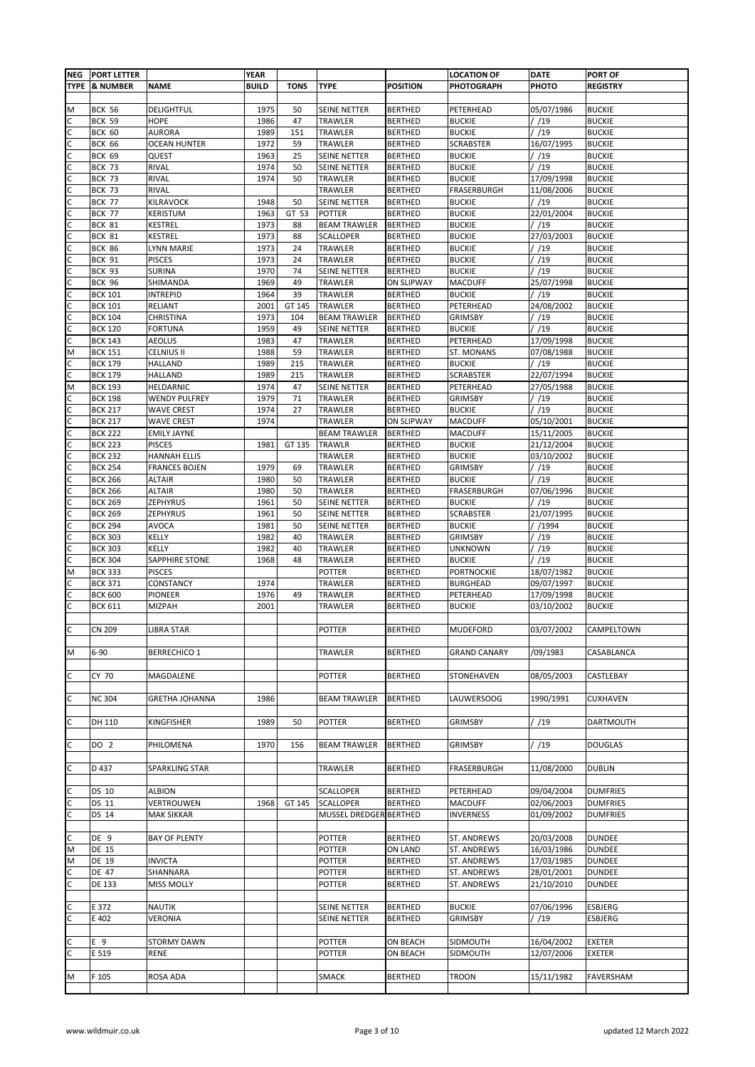| NEG TYPE | PORT LETTER & NUMBER | NAME | YEAR BUILD | TONS | TYPE | POSITION | LOCATION OF PHOTOGRAPH | DATE PHOTO | PORT OF REGISTRY |
|---|---|---|---|---|---|---|---|---|---|
| M | BCK 56 | DELIGHTFUL | 1975 | 50 | SEINE NETTER | BERTHED | PETERHEAD | 05/07/1986 | BUCKIE |
| C | BCK 59 | HOPE | 1986 | 47 | TRAWLER | BERTHED | BUCKIE | / /19 | BUCKIE |
| C | BCK 60 | AURORA | 1989 | 151 | TRAWLER | BERTHED | BUCKIE | / /19 | BUCKIE |
| C | BCK 66 | OCEAN HUNTER | 1972 | 59 | TRAWLER | BERTHED | SCRABSTER | 16/07/1995 | BUCKIE |
| C | BCK 69 | QUEST | 1963 | 25 | SEINE NETTER | BERTHED | BUCKIE | / /19 | BUCKIE |
| C | BCK 73 | RIVAL | 1974 | 50 | SEINE NETTER | BERTHED | BUCKIE | / /19 | BUCKIE |
| C | BCK 73 | RIVAL | 1974 | 50 | TRAWLER | BERTHED | BUCKIE | 17/09/1998 | BUCKIE |
| C | BCK 73 | RIVAL | | | TRAWLER | BERTHED | FRASERBURGH | 11/08/2006 | BUCKIE |
| C | BCK 77 | KILRAVOCK | 1948 | 50 | SEINE NETTER | BERTHED | BUCKIE | / /19 | BUCKIE |
| C | BCK 77 | KERISTUM | 1963 | GT 53 | POTTER | BERTHED | BUCKIE | 22/01/2004 | BUCKIE |
| C | BCK 81 | KESTREL | 1973 | 88 | BEAM TRAWLER | BERTHED | BUCKIE | / /19 | BUCKIE |
| C | BCK 81 | KESTREL | 1973 | 88 | SCALLOPER | BERTHED | BUCKIE | 27/03/2003 | BUCKIE |
| C | BCK 86 | LYNN MARIE | 1973 | 24 | TRAWLER | BERTHED | BUCKIE | / /19 | BUCKIE |
| C | BCK 91 | PISCES | 1973 | 24 | TRAWLER | BERTHED | BUCKIE | / /19 | BUCKIE |
| C | BCK 93 | SURINA | 1970 | 74 | SEINE NETTER | BERTHED | BUCKIE | / /19 | BUCKIE |
| C | BCK 96 | SHIMANDA | 1969 | 49 | TRAWLER | ON SLIPWAY | MACDUFF | 25/07/1998 | BUCKIE |
| C | BCK 101 | INTREPID | 1964 | 39 | TRAWLER | BERTHED | BUCKIE | / /19 | BUCKIE |
| C | BCK 101 | RELIANT | 2001 | GT 145 | TRAWLER | BERTHED | PETERHEAD | 24/08/2002 | BUCKIE |
| C | BCK 104 | CHRISTINA | 1973 | 104 | BEAM TRAWLER | BERTHED | GRIMSBY | / /19 | BUCKIE |
| C | BCK 120 | FORTUNA | 1959 | 49 | SEINE NETTER | BERTHED | BUCKIE | / /19 | BUCKIE |
| C | BCK 143 | AEOLUS | 1983 | 47 | TRAWLER | BERTHED | PETERHEAD | 17/09/1998 | BUCKIE |
| M | BCK 151 | CELNIUS II | 1988 | 59 | TRAWLER | BERTHED | ST. MONANS | 07/08/1988 | BUCKIE |
| C | BCK 179 | HALLAND | 1989 | 215 | TRAWLER | BERTHED | BUCKIE | / /19 | BUCKIE |
| C | BCK 179 | HALLAND | 1989 | 215 | TRAWLER | BERTHED | SCRABSTER | 22/07/1994 | BUCKIE |
| M | BCK 193 | HELDARNIC | 1974 | 47 | SEINE NETTER | BERTHED | PETERHEAD | 27/05/1988 | BUCKIE |
| C | BCK 198 | WENDY PULFREY | 1979 | 71 | TRAWLER | BERTHED | GRIMSBY | / /19 | BUCKIE |
| C | BCK 217 | WAVE CREST | 1974 | 27 | TRAWLER | BERTHED | BUCKIE | / /19 | BUCKIE |
| C | BCK 217 | WAVE CREST | 1974 | | TRAWLER | ON SLIPWAY | MACDUFF | 05/10/2001 | BUCKIE |
| C | BCK 222 | EMILY JAYNE | | | BEAM TRAWLER | BERTHED | MACDUFF | 15/11/2005 | BUCKIE |
| C | BCK 223 | PISCES | 1981 | GT 135 | TRAWLR | BERTHED | BUCKIE | 21/12/2004 | BUCKIE |
| C | BCK 232 | HANNAH ELLIS | | | TRAWLER | BERTHED | BUCKIE | 03/10/2002 | BUCKIE |
| C | BCK 254 | FRANCES BOJEN | 1979 | 69 | TRAWLER | BERTHED | GRIMSBY | / /19 | BUCKIE |
| C | BCK 266 | ALTAIR | 1980 | 50 | TRAWLER | BERTHED | BUCKIE | / /19 | BUCKIE |
| C | BCK 266 | ALTAIR | 1980 | 50 | TRAWLER | BERTHED | FRASERBURGH | 07/06/1996 | BUCKIE |
| C | BCK 269 | ZEPHYRUS | 1961 | 50 | SEINE NETTER | BERTHED | BUCKIE | / /19 | BUCKIE |
| C | BCK 269 | ZEPHYRUS | 1961 | 50 | SEINE NETTER | BERTHED | SCRABSTER | 21/07/1995 | BUCKIE |
| C | BCK 294 | AVOCA | 1981 | 50 | SEINE NETTER | BERTHED | BUCKIE | / /1994 | BUCKIE |
| C | BCK 303 | KELLY | 1982 | 40 | TRAWLER | BERTHED | GRIMSBY | / /19 | BUCKIE |
| C | BCK 303 | KELLY | 1982 | 40 | TRAWLER | BERTHED | UNKNOWN | / /19 | BUCKIE |
| C | BCK 304 | SAPPHIRE STONE | 1968 | 48 | TRAWLER | BERTHED | BUCKIE | / /19 | BUCKIE |
| M | BCK 333 | PISCES | | | POTTER | BERTHED | PORTNOCKIE | 18/07/1982 | BUCKIE |
| C | BCK 371 | CONSTANCY | 1974 | | TRAWLER | BERTHED | BURGHEAD | 09/07/1997 | BUCKIE |
| C | BCK 600 | PIONEER | 1976 | 49 | TRAWLER | BERTHED | PETERHEAD | 17/09/1998 | BUCKIE |
| C | BCK 611 | MIZPAH | 2001 | | TRAWLER | BERTHED | BUCKIE | 03/10/2002 | BUCKIE |
| | | | | | | | | | |
| C | CN 209 | LIBRA STAR | | | POTTER | BERTHED | MUDEFORD | 03/07/2002 | CAMPELTOWN |
| | | | | | | | | | |
| M | 6-90 | BERRECHICO 1 | | | TRAWLER | BERTHED | GRAND CANARY | /09/1983 | CASABLANCA |
| | | | | | | | | | |
| C | CY 70 | MAGDALENE | | | POTTER | BERTHED | STONEHAVEN | 08/05/2003 | CASTLEBAY |
| | | | | | | | | | |
| C | NC 304 | GRETHA JOHANNA | 1986 | | BEAM TRAWLER | BERTHED | LAUWERSOOG | 1990/1991 | CUXHAVEN |
| | | | | | | | | | |
| C | DH 110 | KINGFISHER | 1989 | 50 | POTTER | BERTHED | GRIMSBY | / /19 | DARTMOUTH |
| | | | | | | | | | |
| C | DO 2 | PHILOMENA | 1970 | 156 | BEAM TRAWLER | BERTHED | GRIMSBY | / /19 | DOUGLAS |
| | | | | | | | | | |
| C | D 437 | SPARKLING STAR | | | TRAWLER | BERTHED | FRASERBURGH | 11/08/2000 | DUBLIN |
| | | | | | | | | | |
| C | DS 10 | ALBION | | | SCALLOPER | BERTHED | PETERHEAD | 09/04/2004 | DUMFRIES |
| C | DS 11 | VERTROUWEN | 1968 | GT 145 | SCALLOPER | BERTHED | MACDUFF | 02/06/2003 | DUMFRIES |
| C | DS 14 | MAK SIKKAR | | | MUSSEL DREDGER | BERTHED | INVERNESS | 01/09/2002 | DUMFRIES |
| | | | | | | | | | |
| C | DE 9 | BAY OF PLENTY | | | POTTER | BERTHED | ST. ANDREWS | 20/03/2008 | DUNDEE |
| M | DE 15 | | | | POTTER | ON LAND | ST. ANDREWS | 16/03/1986 | DUNDEE |
| M | DE 19 | INVICTA | | | POTTER | BERTHED | ST. ANDREWS | 17/03/1985 | DUNDEE |
| C | DE 47 | SHANNARA | | | POTTER | BERTHED | ST. ANDREWS | 28/01/2001 | DUNDEE |
| C | DE 133 | MISS MOLLY | | | POTTER | BERTHED | ST. ANDREWS | 21/10/2010 | DUNDEE |
| | | | | | | | | | |
| C | E 372 | NAUTIK | | | SEINE NETTER | BERTHED | BUCKIE | 07/06/1996 | ESBJERG |
| C | E 402 | VERONIA | | | SEINE NETTER | BERTHED | GRIMSBY | / /19 | ESBJERG |
| | | | | | | | | | |
| C | E 9 | STORMY DAWN | | | POTTER | ON BEACH | SIDMOUTH | 16/04/2002 | EXETER |
| C | E 519 | RENE | | | POTTER | ON BEACH | SIDMOUTH | 12/07/2006 | EXETER |
| | | | | | | | | | |
| M | F 105 | ROSA ADA | | | SMACK | BERTHED | TROON | 15/11/1982 | FAVERSHAM |

www.wildmuir.co.uk updated 12 March 2022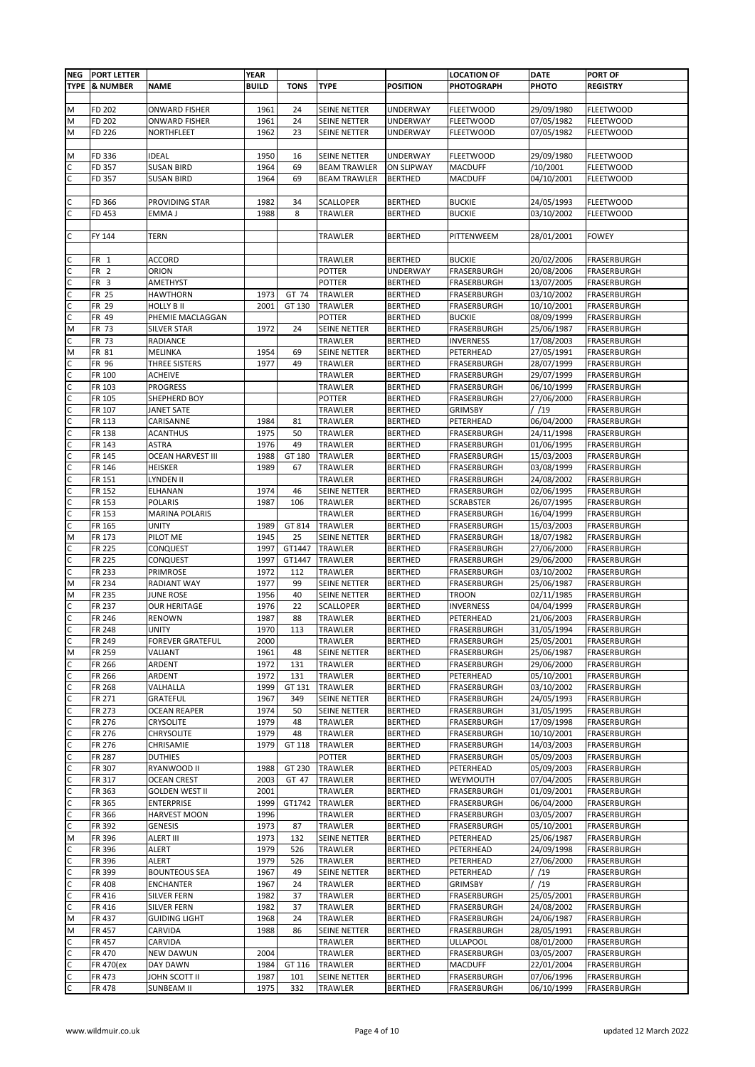| NEG TYPE | PORT LETTER & NUMBER | NAME | YEAR BUILD | TONS | TYPE | POSITION | LOCATION OF PHOTOGRAPH | DATE PHOTO | PORT OF REGISTRY |
|---|---|---|---|---|---|---|---|---|---|
| | | | | | | | | | |
| M | FD 202 | ONWARD FISHER | 1961 | 24 | SEINE NETTER | UNDERWAY | FLEETWOOD | 29/09/1980 | FLEETWOOD |
| M | FD 202 | ONWARD FISHER | 1961 | 24 | SEINE NETTER | UNDERWAY | FLEETWOOD | 07/05/1982 | FLEETWOOD |
| M | FD 226 | NORTHFLEET | 1962 | 23 | SEINE NETTER | UNDERWAY | FLEETWOOD | 07/05/1982 | FLEETWOOD |
| | | | | | | | | | |
| M | FD 336 | IDEAL | 1950 | 16 | SEINE NETTER | UNDERWAY | FLEETWOOD | 29/09/1980 | FLEETWOOD |
| C | FD 357 | SUSAN BIRD | 1964 | 69 | BEAM TRAWLER | ON SLIPWAY | MACDUFF | /10/2001 | FLEETWOOD |
| C | FD 357 | SUSAN BIRD | 1964 | 69 | BEAM TRAWLER | BERTHED | MACDUFF | 04/10/2001 | FLEETWOOD |
| | | | | | | | | | |
| C | FD 366 | PROVIDING STAR | 1982 | 34 | SCALLOPER | BERTHED | BUCKIE | 24/05/1993 | FLEETWOOD |
| C | FD 453 | EMMA J | 1988 | 8 | TRAWLER | BERTHED | BUCKIE | 03/10/2002 | FLEETWOOD |
| | | | | | | | | | |
| C | FY 144 | TERN | | | TRAWLER | BERTHED | PITTENWEEM | 28/01/2001 | FOWEY |
| | | | | | | | | | |
| C | FR 1 | ACCORD | | | TRAWLER | BERTHED | BUCKIE | 20/02/2006 | FRASERBURGH |
| C | FR 2 | ORION | | | POTTER | UNDERWAY | FRASERBURGH | 20/08/2006 | FRASERBURGH |
| C | FR 3 | AMETHYST | | | POTTER | BERTHED | FRASERBURGH | 13/07/2005 | FRASERBURGH |
| C | FR 25 | HAWTHORN | 1973 | GT 74 | TRAWLER | BERTHED | FRASERBURGH | 03/10/2002 | FRASERBURGH |
| C | FR 29 | HOLLY B II | 2001 | GT 130 | TRAWLER | BERTHED | FRASERBURGH | 10/10/2001 | FRASERBURGH |
| C | FR 49 | PHEMIE MACLAGGAN | | | POTTER | BERTHED | BUCKIE | 08/09/1999 | FRASERBURGH |
| M | FR 73 | SILVER STAR | 1972 | 24 | SEINE NETTER | BERTHED | FRASERBURGH | 25/06/1987 | FRASERBURGH |
| C | FR 73 | RADIANCE | | | TRAWLER | BERTHED | INVERNESS | 17/08/2003 | FRASERBURGH |
| M | FR 81 | MELINKA | 1954 | 69 | SEINE NETTER | BERTHED | PETERHEAD | 27/05/1991 | FRASERBURGH |
| C | FR 96 | THREE SISTERS | 1977 | 49 | TRAWLER | BERTHED | FRASERBURGH | 28/07/1999 | FRASERBURGH |
| C | FR 100 | ACHEIVE | | | TRAWLER | BERTHED | FRASERBURGH | 29/07/1999 | FRASERBURGH |
| C | FR 103 | PROGRESS | | | TRAWLER | BERTHED | FRASERBURGH | 06/10/1999 | FRASERBURGH |
| C | FR 105 | SHEPHERD BOY | | | POTTER | BERTHED | FRASERBURGH | 27/06/2000 | FRASERBURGH |
| C | FR 107 | JANET SATE | | | TRAWLER | BERTHED | GRIMSBY | / /19 | FRASERBURGH |
| C | FR 113 | CARISANNE | 1984 | 81 | TRAWLER | BERTHED | PETERHEAD | 06/04/2000 | FRASERBURGH |
| C | FR 138 | ACANTHUS | 1975 | 50 | TRAWLER | BERTHED | FRASERBURGH | 24/11/1998 | FRASERBURGH |
| C | FR 143 | ASTRA | 1976 | 49 | TRAWLER | BERTHED | FRASERBURGH | 01/06/1995 | FRASERBURGH |
| C | FR 145 | OCEAN HARVEST III | 1988 | GT 180 | TRAWLER | BERTHED | FRASERBURGH | 15/03/2003 | FRASERBURGH |
| C | FR 146 | HEISKER | 1989 | 67 | TRAWLER | BERTHED | FRASERBURGH | 03/08/1999 | FRASERBURGH |
| C | FR 151 | LYNDEN II | | | TRAWLER | BERTHED | FRASERBURGH | 24/08/2002 | FRASERBURGH |
| C | FR 152 | ELHANAN | 1974 | 46 | SEINE NETTER | BERTHED | FRASERBURGH | 02/06/1995 | FRASERBURGH |
| C | FR 153 | POLARIS | 1987 | 106 | TRAWLER | BERTHED | SCRABSTER | 26/07/1995 | FRASERBURGH |
| C | FR 153 | MARINA POLARIS | | | TRAWLER | BERTHED | FRASERBURGH | 16/04/1999 | FRASERBURGH |
| C | FR 165 | UNITY | 1989 | GT 814 | TRAWLER | BERTHED | FRASERBURGH | 15/03/2003 | FRASERBURGH |
| M | FR 173 | PILOT ME | 1945 | 25 | SEINE NETTER | BERTHED | FRASERBURGH | 18/07/1982 | FRASERBURGH |
| C | FR 225 | CONQUEST | 1997 | GT1447 | TRAWLER | BERTHED | FRASERBURGH | 27/06/2000 | FRASERBURGH |
| C | FR 225 | CONQUEST | 1997 | GT1447 | TRAWLER | BERTHED | FRASERBURGH | 29/06/2000 | FRASERBURGH |
| C | FR 233 | PRIMROSE | 1972 | 112 | TRAWLER | BERTHED | FRASERBURGH | 03/10/2002 | FRASERBURGH |
| M | FR 234 | RADIANT WAY | 1977 | 99 | SEINE NETTER | BERTHED | FRASERBURGH | 25/06/1987 | FRASERBURGH |
| M | FR 235 | JUNE ROSE | 1956 | 40 | SEINE NETTER | BERTHED | TROON | 02/11/1985 | FRASERBURGH |
| C | FR 237 | OUR HERITAGE | 1976 | 22 | SCALLOPER | BERTHED | INVERNESS | 04/04/1999 | FRASERBURGH |
| C | FR 246 | RENOWN | 1987 | 88 | TRAWLER | BERTHED | PETERHEAD | 21/06/2003 | FRASERBURGH |
| C | FR 248 | UNITY | 1970 | 113 | TRAWLER | BERTHED | FRASERBURGH | 31/05/1994 | FRASERBURGH |
| C | FR 249 | FOREVER GRATEFUL | 2000 | | TRAWLER | BERTHED | FRASERBURGH | 25/05/2001 | FRASERBURGH |
| M | FR 259 | VALIANT | 1961 | 48 | SEINE NETTER | BERTHED | FRASERBURGH | 25/06/1987 | FRASERBURGH |
| C | FR 266 | ARDENT | 1972 | 131 | TRAWLER | BERTHED | FRASERBURGH | 29/06/2000 | FRASERBURGH |
| C | FR 266 | ARDENT | 1972 | 131 | TRAWLER | BERTHED | PETERHEAD | 05/10/2001 | FRASERBURGH |
| C | FR 268 | VALHALLA | 1999 | GT 131 | TRAWLER | BERTHED | FRASERBURGH | 03/10/2002 | FRASERBURGH |
| C | FR 271 | GRATEFUL | 1967 | 349 | SEINE NETTER | BERTHED | FRASERBURGH | 24/05/1993 | FRASERBURGH |
| C | FR 273 | OCEAN REAPER | 1974 | 50 | SEINE NETTER | BERTHED | FRASERBURGH | 31/05/1995 | FRASERBURGH |
| C | FR 276 | CRYSOLITE | 1979 | 48 | TRAWLER | BERTHED | FRASERBURGH | 17/09/1998 | FRASERBURGH |
| C | FR 276 | CHRYSOLITE | 1979 | 48 | TRAWLER | BERTHED | FRASERBURGH | 10/10/2001 | FRASERBURGH |
| C | FR 276 | CHRISAMIE | 1979 | GT 118 | TRAWLER | BERTHED | FRASERBURGH | 14/03/2003 | FRASERBURGH |
| C | FR 287 | DUTHIES | | | POTTER | BERTHED | FRASERBURGH | 05/09/2003 | FRASERBURGH |
| C | FR 307 | RYANWOOD II | 1988 | GT 230 | TRAWLER | BERTHED | PETERHEAD | 05/09/2003 | FRASERBURGH |
| C | FR 317 | OCEAN CREST | 2003 | GT 47 | TRAWLER | BERTHED | WEYMOUTH | 07/04/2005 | FRASERBURGH |
| C | FR 363 | GOLDEN WEST II | 2001 | | TRAWLER | BERTHED | FRASERBURGH | 01/09/2001 | FRASERBURGH |
| C | FR 365 | ENTERPRISE | 1999 | GT1742 | TRAWLER | BERTHED | FRASERBURGH | 06/04/2000 | FRASERBURGH |
| C | FR 366 | HARVEST MOON | 1996 | | TRAWLER | BERTHED | FRASERBURGH | 03/05/2007 | FRASERBURGH |
| C | FR 392 | GENESIS | 1973 | 87 | TRAWLER | BERTHED | FRASERBURGH | 05/10/2001 | FRASERBURGH |
| M | FR 396 | ALERT III | 1973 | 132 | SEINE NETTER | BERTHED | PETERHEAD | 25/06/1987 | FRASERBURGH |
| C | FR 396 | ALERT | 1979 | 526 | TRAWLER | BERTHED | PETERHEAD | 24/09/1998 | FRASERBURGH |
| C | FR 396 | ALERT | 1979 | 526 | TRAWLER | BERTHED | PETERHEAD | 27/06/2000 | FRASERBURGH |
| C | FR 399 | BOUNTEOUS SEA | 1967 | 49 | SEINE NETTER | BERTHED | PETERHEAD | / /19 | FRASERBURGH |
| C | FR 408 | ENCHANTER | 1967 | 24 | TRAWLER | BERTHED | GRIMSBY | / /19 | FRASERBURGH |
| C | FR 416 | SILVER FERN | 1982 | 37 | TRAWLER | BERTHED | FRASERBURGH | 25/05/2001 | FRASERBURGH |
| C | FR 416 | SILVER FERN | 1982 | 37 | TRAWLER | BERTHED | FRASERBURGH | 24/08/2002 | FRASERBURGH |
| M | FR 437 | GUIDING LIGHT | 1968 | 24 | TRAWLER | BERTHED | FRASERBURGH | 24/06/1987 | FRASERBURGH |
| M | FR 457 | CARVIDA | 1988 | 86 | SEINE NETTER | BERTHED | FRASERBURGH | 28/05/1991 | FRASERBURGH |
| C | FR 457 | CARVIDA | | | TRAWLER | BERTHED | ULLAPOOL | 08/01/2000 | FRASERBURGH |
| C | FR 470 | NEW DAWUN | 2004 | | TRAWLER | BERTHED | FRASERBURGH | 03/05/2007 | FRASERBURGH |
| C | FR 470(ex | DAY DAWN | 1984 | GT 116 | TRAWLER | BERTHED | MACDUFF | 22/01/2004 | FRASERBURGH |
| C | FR 473 | JOHN SCOTT II | 1987 | 101 | SEINE NETTER | BERTHED | FRASERBURGH | 07/06/1996 | FRASERBURGH |
| C | FR 478 | SUNBEAM II | 1975 | 332 | TRAWLER | BERTHED | FRASERBURGH | 06/10/1999 | FRASERBURGH |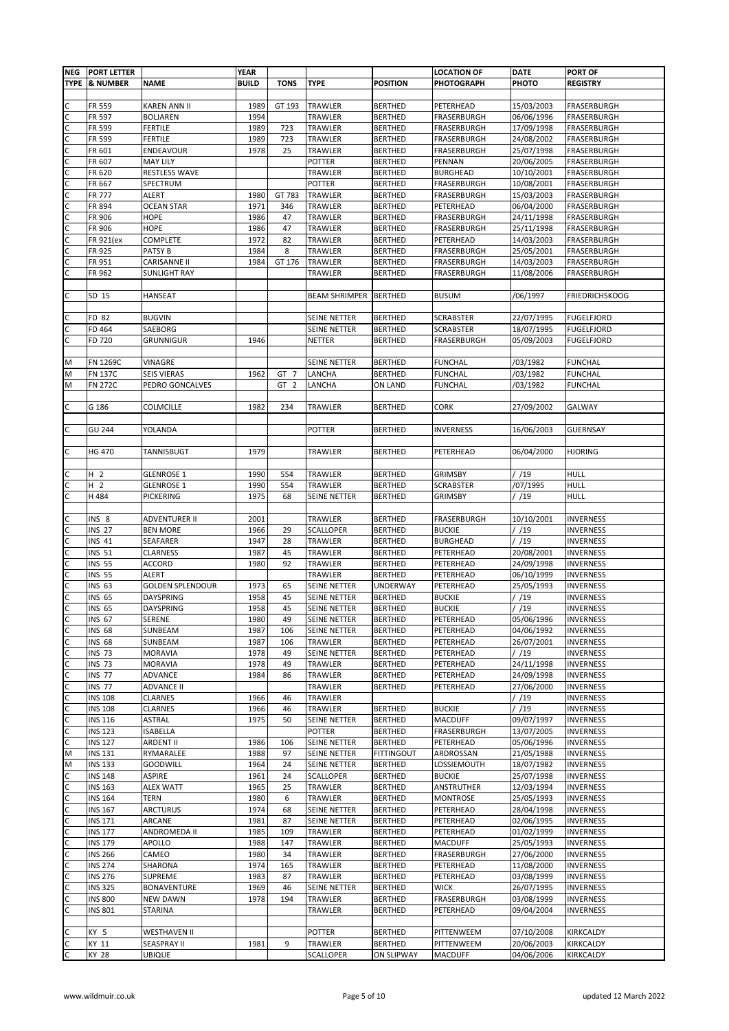| NEG TYPE | PORT LETTER & NUMBER | NAME | YEAR BUILD | TONS | TYPE | POSITION | LOCATION OF PHOTOGRAPH | DATE PHOTO | PORT OF REGISTRY |
|---|---|---|---|---|---|---|---|---|---|
| | | | | | | | | | |
| C | FR 559 | KAREN ANN II | 1989 | GT 193 | TRAWLER | BERTHED | PETERHEAD | 15/03/2003 | FRASERBURGH |
| C | FR 597 | BOLJAREN | 1994 | | TRAWLER | BERTHED | FRASERBURGH | 06/06/1996 | FRASERBURGH |
| C | FR 599 | FERTILE | 1989 | 723 | TRAWLER | BERTHED | FRASERBURGH | 17/09/1998 | FRASERBURGH |
| C | FR 599 | FERTILE | 1989 | 723 | TRAWLER | BERTHED | FRASERBURGH | 24/08/2002 | FRASERBURGH |
| C | FR 601 | ENDEAVOUR | 1978 | 25 | TRAWLER | BERTHED | FRASERBURGH | 25/07/1998 | FRASERBURGH |
| C | FR 607 | MAY LILY | | | POTTER | BERTHED | PENNAN | 20/06/2005 | FRASERBURGH |
| C | FR 620 | RESTLESS WAVE | | | TRAWLER | BERTHED | BURGHEAD | 10/10/2001 | FRASERBURGH |
| C | FR 667 | SPECTRUM | | | POTTER | BERTHED | FRASERBURGH | 10/08/2001 | FRASERBURGH |
| C | FR 777 | ALERT | 1980 | GT 783 | TRAWLER | BERTHED | FRASERBURGH | 15/03/2003 | FRASERBURGH |
| C | FR 894 | OCEAN STAR | 1971 | 346 | TRAWLER | BERTHED | PETERHEAD | 06/04/2000 | FRASERBURGH |
| C | FR 906 | HOPE | 1986 | 47 | TRAWLER | BERTHED | FRASERBURGH | 24/11/1998 | FRASERBURGH |
| C | FR 906 | HOPE | 1986 | 47 | TRAWLER | BERTHED | FRASERBURGH | 25/11/1998 | FRASERBURGH |
| C | FR 921(ex | COMPLETE | 1972 | 82 | TRAWLER | BERTHED | PETERHEAD | 14/03/2003 | FRASERBURGH |
| C | FR 925 | PATSY B | 1984 | 8 | TRAWLER | BERTHED | FRASERBURGH | 25/05/2001 | FRASERBURGH |
| C | FR 951 | CARISANNE II | 1984 | GT 176 | TRAWLER | BERTHED | FRASERBURGH | 14/03/2003 | FRASERBURGH |
| C | FR 962 | SUNLIGHT RAY | | | TRAWLER | BERTHED | FRASERBURGH | 11/08/2006 | FRASERBURGH |
| | | | | | | | | | |
| C | SD 15 | HANSEAT | | | BEAM SHRIMPER | BERTHED | BUSUM | /06/1997 | FRIEDRICHSKOOG |
| | | | | | | | | | |
| C | FD 82 | BUGVIN | | | SEINE NETTER | BERTHED | SCRABSTER | 22/07/1995 | FUGELFJORD |
| C | FD 464 | SAEBORG | | | SEINE NETTER | BERTHED | SCRABSTER | 18/07/1995 | FUGELFJORD |
| C | FD 720 | GRUNNIGUR | 1946 | | NETTER | BERTHED | FRASERBURGH | 05/09/2003 | FUGELFJORD |
| | | | | | | | | | |
| M | FN 1269C | VINAGRE | | | SEINE NETTER | BERTHED | FUNCHAL | /03/1982 | FUNCHAL |
| M | FN 137C | SEIS VIERAS | 1962 | GT 7 | LANCHA | BERTHED | FUNCHAL | /03/1982 | FUNCHAL |
| M | FN 272C | PEDRO GONCALVES | | GT 2 | LANCHA | ON LAND | FUNCHAL | /03/1982 | FUNCHAL |
| | | | | | | | | | |
| C | G 186 | COLMCILLE | 1982 | 234 | TRAWLER | BERTHED | CORK | 27/09/2002 | GALWAY |
| | | | | | | | | | |
| C | GU 244 | YOLANDA | | | POTTER | BERTHED | INVERNESS | 16/06/2003 | GUERNSAY |
| | | | | | | | | | |
| C | HG 470 | TANNISBUGT | 1979 | | TRAWLER | BERTHED | PETERHEAD | 06/04/2000 | HJORING |
| | | | | | | | | | |
| C | H 2 | GLENROSE 1 | 1990 | 554 | TRAWLER | BERTHED | GRIMSBY | / /19 | HULL |
| C | H 2 | GLENROSE 1 | 1990 | 554 | TRAWLER | BERTHED | SCRABSTER | /07/1995 | HULL |
| C | H 484 | PICKERING | 1975 | 68 | SEINE NETTER | BERTHED | GRIMSBY | / /19 | HULL |
| | | | | | | | | | |
| C | INS 8 | ADVENTURER II | 2001 | | TRAWLER | BERTHED | FRASERBURGH | 10/10/2001 | INVERNESS |
| C | INS 27 | BEN MORE | 1966 | 29 | SCALLOPER | BERTHED | BUCKIE | / /19 | INVERNESS |
| C | INS 41 | SEAFARER | 1947 | 28 | TRAWLER | BERTHED | BURGHEAD | / /19 | INVERNESS |
| C | INS 51 | CLARNESS | 1987 | 45 | TRAWLER | BERTHED | PETERHEAD | 20/08/2001 | INVERNESS |
| C | INS 55 | ACCORD | 1980 | 92 | TRAWLER | BERTHED | PETERHEAD | 24/09/1998 | INVERNESS |
| C | INS 55 | ALERT | | | TRAWLER | BERTHED | PETERHEAD | 06/10/1999 | INVERNESS |
| C | INS 63 | GOLDEN SPLENDOUR | 1973 | 65 | SEINE NETTER | UNDERWAY | PETERHEAD | 25/05/1993 | INVERNESS |
| C | INS 65 | DAYSPRING | 1958 | 45 | SEINE NETTER | BERTHED | BUCKIE | / /19 | INVERNESS |
| C | INS 65 | DAYSPRING | 1958 | 45 | SEINE NETTER | BERTHED | BUCKIE | / /19 | INVERNESS |
| C | INS 67 | SERENE | 1980 | 49 | SEINE NETTER | BERTHED | PETERHEAD | 05/06/1996 | INVERNESS |
| C | INS 68 | SUNBEAM | 1987 | 106 | SEINE NETTER | BERTHED | PETERHEAD | 04/06/1992 | INVERNESS |
| C | INS 68 | SUNBEAM | 1987 | 106 | TRAWLER | BERTHED | PETERHEAD | 26/07/2001 | INVERNESS |
| C | INS 73 | MORAVIA | 1978 | 49 | SEINE NETTER | BERTHED | PETERHEAD | / /19 | INVERNESS |
| C | INS 73 | MORAVIA | 1978 | 49 | TRAWLER | BERTHED | PETERHEAD | 24/11/1998 | INVERNESS |
| C | INS 77 | ADVANCE | 1984 | 86 | TRAWLER | BERTHED | PETERHEAD | 24/09/1998 | INVERNESS |
| C | INS 77 | ADVANCE II | | | TRAWLER | BERTHED | PETERHEAD | 27/06/2000 | INVERNESS |
| C | INS 108 | CLARNES | 1966 | 46 | TRAWLER | | | / /19 | INVERNESS |
| C | INS 108 | CLARNES | 1966 | 46 | TRAWLER | BERTHED | BUCKIE | / /19 | INVERNESS |
| C | INS 116 | ASTRAL | 1975 | 50 | SEINE NETTER | BERTHED | MACDUFF | 09/07/1997 | INVERNESS |
| C | INS 123 | ISABELLA | | | POTTER | BERTHED | FRASERBURGH | 13/07/2005 | INVERNESS |
| C | INS 127 | ARDENT II | 1986 | 106 | SEINE NETTER | BERTHED | PETERHEAD | 05/06/1996 | INVERNESS |
| M | INS 131 | RYMARALEE | 1988 | 97 | SEINE NETTER | FITTINGOUT | ARDROSSAN | 21/05/1988 | INVERNESS |
| M | INS 133 | GOODWILL | 1964 | 24 | SEINE NETTER | BERTHED | LOSSIEMOUTH | 18/07/1982 | INVERNESS |
| C | INS 148 | ASPIRE | 1961 | 24 | SCALLOPER | BERTHED | BUCKIE | 25/07/1998 | INVERNESS |
| C | INS 163 | ALEX WATT | 1965 | 25 | TRAWLER | BERTHED | ANSTRUTHER | 12/03/1994 | INVERNESS |
| C | INS 164 | TERN | 1980 | 6 | TRAWLER | BERTHED | MONTROSE | 25/05/1993 | INVERNESS |
| C | INS 167 | ARCTURUS | 1974 | 68 | SEINE NETTER | BERTHED | PETERHEAD | 28/04/1998 | INVERNESS |
| C | INS 171 | ARCANE | 1981 | 87 | SEINE NETTER | BERTHED | PETERHEAD | 02/06/1995 | INVERNESS |
| C | INS 177 | ANDROMEDA II | 1985 | 109 | TRAWLER | BERTHED | PETERHEAD | 01/02/1999 | INVERNESS |
| C | INS 179 | APOLLO | 1988 | 147 | TRAWLER | BERTHED | MACDUFF | 25/05/1993 | INVERNESS |
| C | INS 266 | CAMEO | 1980 | 34 | TRAWLER | BERTHED | FRASERBURGH | 27/06/2000 | INVERNESS |
| C | INS 274 | SHARONA | 1974 | 165 | TRAWLER | BERTHED | PETERHEAD | 11/08/2000 | INVERNESS |
| C | INS 276 | SUPREME | 1983 | 87 | TRAWLER | BERTHED | PETERHEAD | 03/08/1999 | INVERNESS |
| C | INS 325 | BONAVENTURE | 1969 | 46 | SEINE NETTER | BERTHED | WICK | 26/07/1995 | INVERNESS |
| C | INS 800 | NEW DAWN | 1978 | 194 | TRAWLER | BERTHED | FRASERBURGH | 03/08/1999 | INVERNESS |
| C | INS 801 | STARINA | | | TRAWLER | BERTHED | PETERHEAD | 09/04/2004 | INVERNESS |
| | | | | | | | | | |
| C | KY 5 | WESTHAVEN II | | | POTTER | BERTHED | PITTENWEEM | 07/10/2008 | KIRKCALDY |
| C | KY 11 | SEASPRAY II | 1981 | 9 | TRAWLER | BERTHED | PITTENWEEM | 20/06/2003 | KIRKCALDY |
| C | KY 28 | UBIQUE | | | SCALLOPER | ON SLIPWAY | MACDUFF | 04/06/2006 | KIRKCALDY |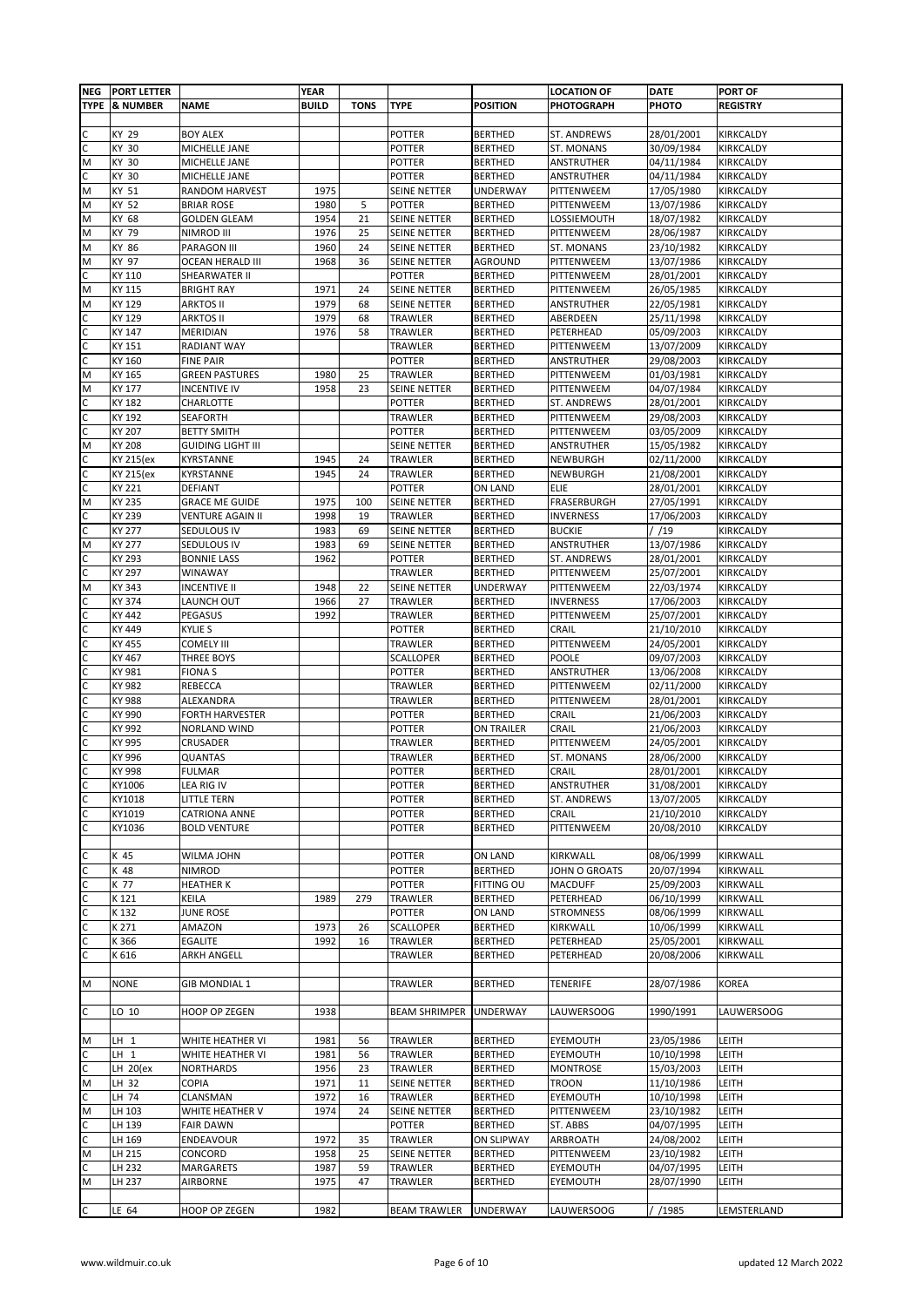| NEG TYPE | PORT LETTER & NUMBER | NAME | YEAR BUILD | TONS | TYPE | POSITION | LOCATION OF PHOTOGRAPH | DATE PHOTO | PORT OF REGISTRY |
|---|---|---|---|---|---|---|---|---|---|
| | | | | | | | | | |
| C | KY 29 | BOY ALEX | | | POTTER | BERTHED | ST. ANDREWS | 28/01/2001 | KIRKCALDY |
| C | KY 30 | MICHELLE JANE | | | POTTER | BERTHED | ST. MONANS | 30/09/1984 | KIRKCALDY |
| M | KY 30 | MICHELLE JANE | | | POTTER | BERTHED | ANSTRUTHER | 04/11/1984 | KIRKCALDY |
| C | KY 30 | MICHELLE JANE | | | POTTER | BERTHED | ANSTRUTHER | 04/11/1984 | KIRKCALDY |
| M | KY 51 | RANDOM HARVEST | 1975 | | SEINE NETTER | UNDERWAY | PITTENWEEM | 17/05/1980 | KIRKCALDY |
| M | KY 52 | BRIAR ROSE | 1980 | 5 | POTTER | BERTHED | PITTENWEEM | 13/07/1986 | KIRKCALDY |
| M | KY 68 | GOLDEN GLEAM | 1954 | 21 | SEINE NETTER | BERTHED | LOSSIEMOUTH | 18/07/1982 | KIRKCALDY |
| M | KY 79 | NIMROD III | 1976 | 25 | SEINE NETTER | BERTHED | PITTENWEEM | 28/06/1987 | KIRKCALDY |
| M | KY 86 | PARAGON III | 1960 | 24 | SEINE NETTER | BERTHED | ST. MONANS | 23/10/1982 | KIRKCALDY |
| M | KY 97 | OCEAN HERALD III | 1968 | 36 | SEINE NETTER | AGROUND | PITTENWEEM | 13/07/1986 | KIRKCALDY |
| C | KY 110 | SHEARWATER II | | | POTTER | BERTHED | PITTENWEEM | 28/01/2001 | KIRKCALDY |
| M | KY 115 | BRIGHT RAY | 1971 | 24 | SEINE NETTER | BERTHED | PITTENWEEM | 26/05/1985 | KIRKCALDY |
| M | KY 129 | ARKTOS II | 1979 | 68 | SEINE NETTER | BERTHED | ANSTRUTHER | 22/05/1981 | KIRKCALDY |
| C | KY 129 | ARKTOS II | 1979 | 68 | TRAWLER | BERTHED | ABERDEEN | 25/11/1998 | KIRKCALDY |
| C | KY 147 | MERIDIAN | 1976 | 58 | TRAWLER | BERTHED | PETERHEAD | 05/09/2003 | KIRKCALDY |
| C | KY 151 | RADIANT WAY | | | TRAWLER | BERTHED | PITTENWEEM | 13/07/2009 | KIRKCALDY |
| C | KY 160 | FINE PAIR | | | POTTER | BERTHED | ANSTRUTHER | 29/08/2003 | KIRKCALDY |
| M | KY 165 | GREEN PASTURES | 1980 | 25 | TRAWLER | BERTHED | PITTENWEEM | 01/03/1981 | KIRKCALDY |
| M | KY 177 | INCENTIVE IV | 1958 | 23 | SEINE NETTER | BERTHED | PITTENWEEM | 04/07/1984 | KIRKCALDY |
| C | KY 182 | CHARLOTTE | | | POTTER | BERTHED | ST. ANDREWS | 28/01/2001 | KIRKCALDY |
| C | KY 192 | SEAFORTH | | | TRAWLER | BERTHED | PITTENWEEM | 29/08/2003 | KIRKCALDY |
| C | KY 207 | BETTY SMITH | | | POTTER | BERTHED | PITTENWEEM | 03/05/2009 | KIRKCALDY |
| M | KY 208 | GUIDING LIGHT III | | | SEINE NETTER | BERTHED | ANSTRUTHER | 15/05/1982 | KIRKCALDY |
| C | KY 215(ex | KYRSTANNE | 1945 | 24 | TRAWLER | BERTHED | NEWBURGH | 02/11/2000 | KIRKCALDY |
| C | KY 215(ex | KYRSTANNE | 1945 | 24 | TRAWLER | BERTHED | NEWBURGH | 21/08/2001 | KIRKCALDY |
| C | KY 221 | DEFIANT | | | POTTER | ON LAND | ELIE | 28/01/2001 | KIRKCALDY |
| M | KY 235 | GRACE ME GUIDE | 1975 | 100 | SEINE NETTER | BERTHED | FRASERBURGH | 27/05/1991 | KIRKCALDY |
| C | KY 239 | VENTURE AGAIN II | 1998 | 19 | TRAWLER | BERTHED | INVERNESS | 17/06/2003 | KIRKCALDY |
| C | KY 277 | SEDULOUS IV | 1983 | 69 | SEINE NETTER | BERTHED | BUCKIE | / /19 | KIRKCALDY |
| M | KY 277 | SEDULOUS IV | 1983 | 69 | SEINE NETTER | BERTHED | ANSTRUTHER | 13/07/1986 | KIRKCALDY |
| C | KY 293 | BONNIE LASS | 1962 | | POTTER | BERTHED | ST. ANDREWS | 28/01/2001 | KIRKCALDY |
| C | KY 297 | WINAWAY | | | TRAWLER | BERTHED | PITTENWEEM | 25/07/2001 | KIRKCALDY |
| M | KY 343 | INCENTIVE II | 1948 | 22 | SEINE NETTER | UNDERWAY | PITTENWEEM | 22/03/1974 | KIRKCALDY |
| C | KY 374 | LAUNCH OUT | 1966 | 27 | TRAWLER | BERTHED | INVERNESS | 17/06/2003 | KIRKCALDY |
| C | KY 442 | PEGASUS | 1992 | | TRAWLER | BERTHED | PITTENWEEM | 25/07/2001 | KIRKCALDY |
| C | KY 449 | KYLIE S | | | POTTER | BERTHED | CRAIL | 21/10/2010 | KIRKCALDY |
| C | KY 455 | COMELY III | | | TRAWLER | BERTHED | PITTENWEEM | 24/05/2001 | KIRKCALDY |
| C | KY 467 | THREE BOYS | | | SCALLOPER | BERTHED | POOLE | 09/07/2003 | KIRKCALDY |
| C | KY 981 | FIONA S | | | POTTER | BERTHED | ANSTRUTHER | 13/06/2008 | KIRKCALDY |
| C | KY 982 | REBECCA | | | TRAWLER | BERTHED | PITTENWEEM | 02/11/2000 | KIRKCALDY |
| C | KY 988 | ALEXANDRA | | | TRAWLER | BERTHED | PITTENWEEM | 28/01/2001 | KIRKCALDY |
| C | KY 990 | FORTH HARVESTER | | | POTTER | BERTHED | CRAIL | 21/06/2003 | KIRKCALDY |
| C | KY 992 | NORLAND WIND | | | POTTER | ON TRAILER | CRAIL | 21/06/2003 | KIRKCALDY |
| C | KY 995 | CRUSADER | | | TRAWLER | BERTHED | PITTENWEEM | 24/05/2001 | KIRKCALDY |
| C | KY 996 | QUANTAS | | | TRAWLER | BERTHED | ST. MONANS | 28/06/2000 | KIRKCALDY |
| C | KY 998 | FULMAR | | | POTTER | BERTHED | CRAIL | 28/01/2001 | KIRKCALDY |
| C | KY1006 | LEA RIG IV | | | POTTER | BERTHED | ANSTRUTHER | 31/08/2001 | KIRKCALDY |
| C | KY1018 | LITTLE TERN | | | POTTER | BERTHED | ST. ANDREWS | 13/07/2005 | KIRKCALDY |
| C | KY1019 | CATRIONA ANNE | | | POTTER | BERTHED | CRAIL | 21/10/2010 | KIRKCALDY |
| C | KY1036 | BOLD VENTURE | | | POTTER | BERTHED | PITTENWEEM | 20/08/2010 | KIRKCALDY |
| | | | | | | | | | |
| C | K 45 | WILMA JOHN | | | POTTER | ON LAND | KIRKWALL | 08/06/1999 | KIRKWALL |
| C | K 48 | NIMROD | | | POTTER | BERTHED | JOHN O GROATS | 20/07/1994 | KIRKWALL |
| C | K 77 | HEATHER K | | | POTTER | FITTING OU | MACDUFF | 25/09/2003 | KIRKWALL |
| C | K 121 | KEILA | 1989 | 279 | TRAWLER | BERTHED | PETERHEAD | 06/10/1999 | KIRKWALL |
| C | K 132 | JUNE ROSE | | | POTTER | ON LAND | STROMNESS | 08/06/1999 | KIRKWALL |
| C | K 271 | AMAZON | 1973 | 26 | SCALLOPER | BERTHED | KIRKWALL | 10/06/1999 | KIRKWALL |
| C | K 366 | EGALITE | 1992 | 16 | TRAWLER | BERTHED | PETERHEAD | 25/05/2001 | KIRKWALL |
| C | K 616 | ARKH ANGELL | | | TRAWLER | BERTHED | PETERHEAD | 20/08/2006 | KIRKWALL |
| | | | | | | | | | |
| M | NONE | GIB MONDIAL 1 | | | TRAWLER | BERTHED | TENERIFE | 28/07/1986 | KOREA |
| | | | | | | | | | |
| C | LO 10 | HOOP OP ZEGEN | 1938 | | BEAM SHRIMPER | UNDERWAY | LAUWERSOOG | 1990/1991 | LAUWERSOOG |
| | | | | | | | | | |
| M | LH 1 | WHITE HEATHER VI | 1981 | 56 | TRAWLER | BERTHED | EYEMOUTH | 23/05/1986 | LEITH |
| C | LH 1 | WHITE HEATHER VI | 1981 | 56 | TRAWLER | BERTHED | EYEMOUTH | 10/10/1998 | LEITH |
| C | LH 20(ex | NORTHARDS | 1956 | 23 | TRAWLER | BERTHED | MONTROSE | 15/03/2003 | LEITH |
| M | LH 32 | COPIA | 1971 | 11 | SEINE NETTER | BERTHED | TROON | 11/10/1986 | LEITH |
| C | LH 74 | CLANSMAN | 1972 | 16 | TRAWLER | BERTHED | EYEMOUTH | 10/10/1998 | LEITH |
| M | LH 103 | WHITE HEATHER V | 1974 | 24 | SEINE NETTER | BERTHED | PITTENWEEM | 23/10/1982 | LEITH |
| C | LH 139 | FAIR DAWN | | | POTTER | BERTHED | ST. ABBS | 04/07/1995 | LEITH |
| C | LH 169 | ENDEAVOUR | 1972 | 35 | TRAWLER | ON SLIPWAY | ARBROATH | 24/08/2002 | LEITH |
| M | LH 215 | CONCORD | 1958 | 25 | SEINE NETTER | BERTHED | PITTENWEEM | 23/10/1982 | LEITH |
| C | LH 232 | MARGARETS | 1987 | 59 | TRAWLER | BERTHED | EYEMOUTH | 04/07/1995 | LEITH |
| M | LH 237 | AIRBORNE | 1975 | 47 | TRAWLER | BERTHED | EYEMOUTH | 28/07/1990 | LEITH |
| | | | | | | | | | |
| C | LE 64 | HOOP OP ZEGEN | 1982 | | BEAM TRAWLER | UNDERWAY | LAUWERSOOG | / /1985 | LEMSTERLAND |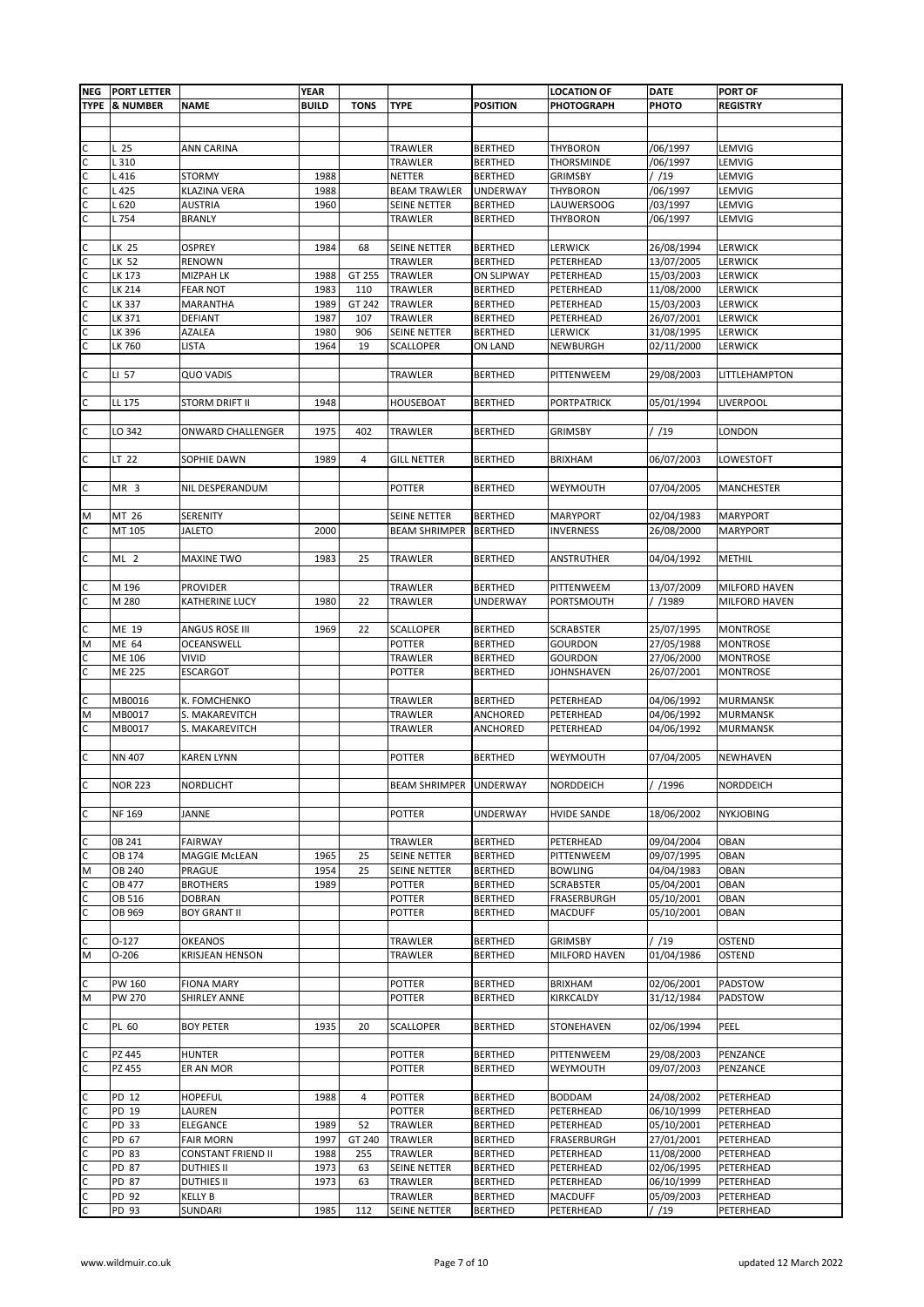| NEG TYPE | PORT LETTER & NUMBER | NAME | YEAR BUILD | TONS | TYPE | POSITION | LOCATION OF PHOTOGRAPH | DATE PHOTO | PORT OF REGISTRY |
|---|---|---|---|---|---|---|---|---|---|
| C | L 25 | ANN CARINA | | | TRAWLER | BERTHED | THYBORON | /06/1997 | LEMVIG |
| C | L 310 | | | | TRAWLER | BERTHED | THORSMINDE | /06/1997 | LEMVIG |
| C | L 416 | STORMY | 1988 | | NETTER | BERTHED | GRIMSBY | / /19 | LEMVIG |
| C | L 425 | KLAZINA VERA | 1988 | | BEAM TRAWLER | UNDERWAY | THYBORON | /06/1997 | LEMVIG |
| C | L 620 | AUSTRIA | 1960 | | SEINE NETTER | BERTHED | LAUWERSOOG | /03/1997 | LEMVIG |
| C | L 754 | BRANLY | | | TRAWLER | BERTHED | THYBORON | /06/1997 | LEMVIG |
| | | | | | | | | | |
| C | LK 25 | OSPREY | 1984 | 68 | SEINE NETTER | BERTHED | LERWICK | 26/08/1994 | LERWICK |
| C | LK 52 | RENOWN | | | TRAWLER | BERTHED | PETERHEAD | 13/07/2005 | LERWICK |
| C | LK 173 | MIZPAH LK | 1988 | GT 255 | TRAWLER | ON SLIPWAY | PETERHEAD | 15/03/2003 | LERWICK |
| C | LK 214 | FEAR NOT | 1983 | 110 | TRAWLER | BERTHED | PETERHEAD | 11/08/2000 | LERWICK |
| C | LK 337 | MARANTHA | 1989 | GT 242 | TRAWLER | BERTHED | PETERHEAD | 15/03/2003 | LERWICK |
| C | LK 371 | DEFIANT | 1987 | 107 | TRAWLER | BERTHED | PETERHEAD | 26/07/2001 | LERWICK |
| C | LK 396 | AZALEA | 1980 | 906 | SEINE NETTER | BERTHED | LERWICK | 31/08/1995 | LERWICK |
| C | LK 760 | LISTA | 1964 | 19 | SCALLOPER | ON LAND | NEWBURGH | 02/11/2000 | LERWICK |
| | | | | | | | | | |
| C | LI 57 | QUO VADIS | | | TRAWLER | BERTHED | PITTENWEEM | 29/08/2003 | LITTLEHAMPTON |
| | | | | | | | | | |
| C | LL 175 | STORM DRIFT II | 1948 | | HOUSEBOAT | BERTHED | PORTPATRICK | 05/01/1994 | LIVERPOOL |
| | | | | | | | | | |
| C | LO 342 | ONWARD CHALLENGER | 1975 | 402 | TRAWLER | BERTHED | GRIMSBY | / /19 | LONDON |
| | | | | | | | | | |
| C | LT 22 | SOPHIE DAWN | 1989 | 4 | GILL NETTER | BERTHED | BRIXHAM | 06/07/2003 | LOWESTOFT |
| | | | | | | | | | |
| C | MR 3 | NIL DESPERANDUM | | | POTTER | BERTHED | WEYMOUTH | 07/04/2005 | MANCHESTER |
| | | | | | | | | | |
| M | MT 26 | SERENITY | | | SEINE NETTER | BERTHED | MARYPORT | 02/04/1983 | MARYPORT |
| C | MT 105 | JALETO | 2000 | | BEAM SHRIMPER | BERTHED | INVERNESS | 26/08/2000 | MARYPORT |
| | | | | | | | | | |
| C | ML 2 | MAXINE TWO | 1983 | 25 | TRAWLER | BERTHED | ANSTRUTHER | 04/04/1992 | METHIL |
| | | | | | | | | | |
| C | M 196 | PROVIDER | | | TRAWLER | BERTHED | PITTENWEEM | 13/07/2009 | MILFORD HAVEN |
| C | M 280 | KATHERINE LUCY | 1980 | 22 | TRAWLER | UNDERWAY | PORTSMOUTH | / /1989 | MILFORD HAVEN |
| | | | | | | | | | |
| C | ME 19 | ANGUS ROSE III | 1969 | 22 | SCALLOPER | BERTHED | SCRABSTER | 25/07/1995 | MONTROSE |
| M | ME 64 | OCEANSWELL | | | POTTER | BERTHED | GOURDON | 27/05/1988 | MONTROSE |
| C | ME 106 | VIVID | | | TRAWLER | BERTHED | GOURDON | 27/06/2000 | MONTROSE |
| C | ME 225 | ESCARGOT | | | POTTER | BERTHED | JOHNSHAVEN | 26/07/2001 | MONTROSE |
| | | | | | | | | | |
| C | MB0016 | K. FOMCHENKO | | | TRAWLER | BERTHED | PETERHEAD | 04/06/1992 | MURMANSK |
| M | MB0017 | S. MAKAREVITCH | | | TRAWLER | ANCHORED | PETERHEAD | 04/06/1992 | MURMANSK |
| C | MB0017 | S. MAKAREVITCH | | | TRAWLER | ANCHORED | PETERHEAD | 04/06/1992 | MURMANSK |
| | | | | | | | | | |
| C | NN 407 | KAREN LYNN | | | POTTER | BERTHED | WEYMOUTH | 07/04/2005 | NEWHAVEN |
| | | | | | | | | | |
| C | NOR 223 | NORDLICHT | | | BEAM SHRIMPER | UNDERWAY | NORDDEICH | / /1996 | NORDDEICH |
| | | | | | | | | | |
| C | NF 169 | JANNE | | | POTTER | UNDERWAY | HVIDE SANDE | 18/06/2002 | NYKJOBING |
| | | | | | | | | | |
| C | 0B 241 | FAIRWAY | | | TRAWLER | BERTHED | PETERHEAD | 09/04/2004 | OBAN |
| C | OB 174 | MAGGIE McLEAN | 1965 | 25 | SEINE NETTER | BERTHED | PITTENWEEM | 09/07/1995 | OBAN |
| M | OB 240 | PRAGUE | 1954 | 25 | SEINE NETTER | BERTHED | BOWLING | 04/04/1983 | OBAN |
| C | OB 477 | BROTHERS | 1989 | | POTTER | BERTHED | SCRABSTER | 05/04/2001 | OBAN |
| C | OB 516 | DOBRAN | | | POTTER | BERTHED | FRASERBURGH | 05/10/2001 | OBAN |
| C | OB 969 | BOY GRANT II | | | POTTER | BERTHED | MACDUFF | 05/10/2001 | OBAN |
| | | | | | | | | | |
| C | O-127 | OKEANOS | | | TRAWLER | BERTHED | GRIMSBY | / /19 | OSTEND |
| M | O-206 | KRISJEAN HENSON | | | TRAWLER | BERTHED | MILFORD HAVEN | 01/04/1986 | OSTEND |
| | | | | | | | | | |
| C | PW 160 | FIONA MARY | | | POTTER | BERTHED | BRIXHAM | 02/06/2001 | PADSTOW |
| M | PW 270 | SHIRLEY ANNE | | | POTTER | BERTHED | KIRKCALDY | 31/12/1984 | PADSTOW |
| | | | | | | | | | |
| C | PL 60 | BOY PETER | 1935 | 20 | SCALLOPER | BERTHED | STONEHAVEN | 02/06/1994 | PEEL |
| | | | | | | | | | |
| C | PZ 445 | HUNTER | | | POTTER | BERTHED | PITTENWEEM | 29/08/2003 | PENZANCE |
| C | PZ 455 | ER AN MOR | | | POTTER | BERTHED | WEYMOUTH | 09/07/2003 | PENZANCE |
| | | | | | | | | | |
| C | PD 12 | HOPEFUL | 1988 | 4 | POTTER | BERTHED | BODDAM | 24/08/2002 | PETERHEAD |
| C | PD 19 | LAUREN | | | POTTER | BERTHED | PETERHEAD | 06/10/1999 | PETERHEAD |
| C | PD 33 | ELEGANCE | 1989 | 52 | TRAWLER | BERTHED | PETERHEAD | 05/10/2001 | PETERHEAD |
| C | PD 67 | FAIR MORN | 1997 | GT 240 | TRAWLER | BERTHED | FRASERBURGH | 27/01/2001 | PETERHEAD |
| C | PD 83 | CONSTANT FRIEND II | 1988 | 255 | TRAWLER | BERTHED | PETERHEAD | 11/08/2000 | PETERHEAD |
| C | PD 87 | DUTHIES II | 1973 | 63 | SEINE NETTER | BERTHED | PETERHEAD | 02/06/1995 | PETERHEAD |
| C | PD 87 | DUTHIES II | 1973 | 63 | TRAWLER | BERTHED | PETERHEAD | 06/10/1999 | PETERHEAD |
| C | PD 92 | KELLY B | | | TRAWLER | BERTHED | MACDUFF | 05/09/2003 | PETERHEAD |
| C | PD 93 | SUNDARI | 1985 | 112 | SEINE NETTER | BERTHED | PETERHEAD | / /19 | PETERHEAD |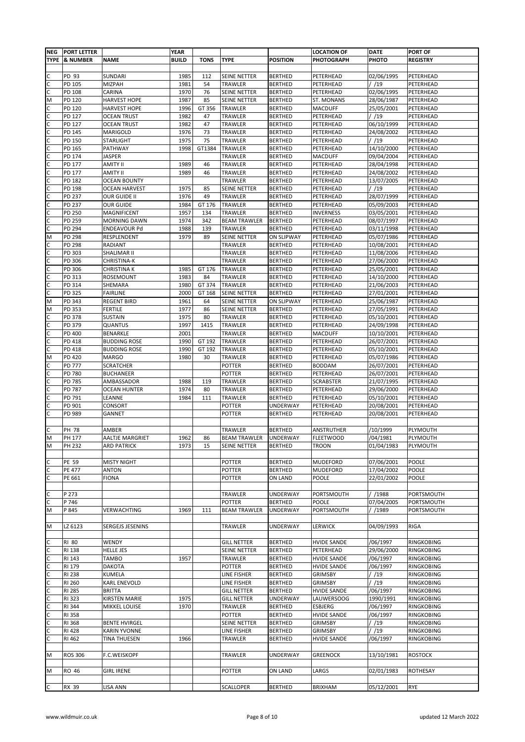| NEG TYPE | PORT LETTER & NUMBER | NAME | YEAR BUILD | TONS | TYPE | POSITION | LOCATION OF PHOTOGRAPH | DATE PHOTO | PORT OF REGISTRY |
|---|---|---|---|---|---|---|---|---|---|
| | | | | | | | | | |
| C | PD 93 | SUNDARI | 1985 | 112 | SEINE NETTER | BERTHED | PETERHEAD | 02/06/1995 | PETERHEAD |
| C | PD 105 | MIZPAH | 1981 | 54 | TRAWLER | BERTHED | PETERHEAD | / /19 | PETERHEAD |
| C | PD 108 | CARINA | 1970 | 76 | SEINE NETTER | BERTHED | PETERHEAD | 02/06/1995 | PETERHEAD |
| M | PD 120 | HARVEST HOPE | 1987 | 85 | SEINE NETTER | BERTHED | ST. MONANS | 28/06/1987 | PETERHEAD |
| C | PD 120 | HARVEST HOPE | 1996 | GT 356 | TRAWLER | BERTHED | MACDUFF | 25/05/2001 | PETERHEAD |
| C | PD 127 | OCEAN TRUST | 1982 | 47 | TRAWLER | BERTHED | PETERHEAD | / /19 | PETERHEAD |
| C | PD 127 | OCEAN TRUST | 1982 | 47 | TRAWLER | BERTHED | PETERHEAD | 06/10/1999 | PETERHEAD |
| C | PD 145 | MARIGOLD | 1976 | 73 | TRAWLER | BERTHED | PETERHEAD | 24/08/2002 | PETERHEAD |
| C | PD 150 | STARLIGHT | 1975 | 75 | TRAWLER | BERTHED | PETERHEAD | / /19 | PETERHEAD |
| C | PD 165 | PATHWAY | 1998 | GT1384 | TRAWLER | BERTHED | PETERHEAD | 14/10/2000 | PETERHEAD |
| C | PD 174 | JASPER | | | TRAWLER | BERTHED | MACDUFF | 09/04/2004 | PETERHEAD |
| C | PD 177 | AMITY II | 1989 | 46 | TRAWLER | BERTHED | PETERHEAD | 28/04/1998 | PETERHEAD |
| C | PD 177 | AMITY II | 1989 | 46 | TRAWLER | BERTHED | PETERHEAD | 24/08/2002 | PETERHEAD |
| C | PD 182 | OCEAN BOUNTY | | | TRAWLER | BERTHED | PETERHEAD | 13/07/2005 | PETERHEAD |
| C | PD 198 | OCEAN HARVEST | 1975 | 85 | SEINE NETTER | BERTHED | PETERHEAD | / /19 | PETERHEAD |
| C | PD 237 | OUR GUIDE II | 1976 | 49 | TRAWLER | BERTHED | PETERHEAD | 28/07/1999 | PETERHEAD |
| C | PD 237 | OUR GUIDE | 1984 | GT 176 | TRAWLER | BERTHED | PETERHEAD | 05/09/2003 | PETERHEAD |
| C | PD 250 | MAGNIFICENT | 1957 | 134 | TRAWLER | BERTHED | INVERNESS | 03/05/2001 | PETERHEAD |
| C | PD 259 | MORNING DAWN | 1974 | 342 | BEAM TRAWLER | BERTHED | PETERHEAD | 08/07/1997 | PETERHEAD |
| C | PD 294 | ENDEAVOUR Pd | 1988 | 139 | TRAWLER | BERTHED | PETERHEAD | 03/11/1998 | PETERHEAD |
| M | PD 298 | RESPLENDENT | 1979 | 89 | SEINE NETTER | ON SLIPWAY | PETERHEAD | 05/07/1986 | PETERHEAD |
| C | PD 298 | RADIANT | | | TRAWLER | BERTHED | PETERHEAD | 10/08/2001 | PETERHEAD |
| C | PD 303 | SHALIMAR II | | | TRAWLER | BERTHED | PETERHEAD | 11/08/2006 | PETERHEAD |
| C | PD 306 | CHRISTINA-K | | | TRAWLER | BERTHED | PETERHEAD | 27/06/2000 | PETERHEAD |
| C | PD 306 | CHRISTINA K | 1985 | GT 176 | TRAWLER | BERTHED | PETERHEAD | 25/05/2001 | PETERHEAD |
| C | PD 313 | ROSEMOUNT | 1983 | 84 | TRAWLER | BERTHED | PETERHEAD | 14/10/2000 | PETERHEAD |
| C | PD 314 | SHEMARA | 1980 | GT 374 | TRAWLER | BERTHED | PETERHEAD | 21/06/2003 | PETERHEAD |
| C | PD 325 | FAIRLINE | 2000 | GT 168 | SEINE NETTER | BERTHED | PETERHEAD | 27/01/2001 | PETERHEAD |
| M | PD 343 | REGENT BIRD | 1961 | 64 | SEINE NETTER | ON SLIPWAY | PETERHEAD | 25/06/1987 | PETERHEAD |
| M | PD 353 | FERTILE | 1977 | 86 | SEINE NETTER | BERTHED | PETERHEAD | 27/05/1991 | PETERHEAD |
| C | PD 378 | SUSTAIN | 1975 | 80 | TRAWLER | BERTHED | PETERHEAD | 05/10/2001 | PETERHEAD |
| C | PD 379 | QUANTUS | 1997 | 1415 | TRAWLER | BERTHED | PETERHEAD | 24/09/1998 | PETERHEAD |
| C | PD 400 | BENARKLE | 2001 | | TRAWLER | BERTHED | MACDUFF | 10/10/2001 | PETERHEAD |
| C | PD 418 | BUDDING ROSE | 1990 | GT 192 | TRAWLER | BERTHED | PETERHEAD | 26/07/2001 | PETERHEAD |
| C | PD 418 | BUDDING ROSE | 1990 | GT 192 | TRAWLER | BERTHED | PETERHEAD | 05/10/2001 | PETERHEAD |
| M | PD 420 | MARGO | 1980 | 30 | TRAWLER | BERTHED | PETERHEAD | 05/07/1986 | PETERHEAD |
| C | PD 777 | SCRATCHER | | | POTTER | BERTHED | BODDAM | 26/07/2001 | PETERHEAD |
| C | PD 780 | BUCHANEER | | | POTTER | BERTHED | PETERHEAD | 26/07/2001 | PETERHEAD |
| C | PD 785 | AMBASSADOR | 1988 | 119 | TRAWLER | BERTHED | SCRABSTER | 21/07/1995 | PETERHEAD |
| C | PD 787 | OCEAN HUNTER | 1974 | 80 | TRAWLER | BERTHED | PETERHEAD | 29/06/2000 | PETERHEAD |
| C | PD 791 | LEANNE | 1984 | 111 | TRAWLER | BERTHED | PETERHEAD | 05/10/2001 | PETERHEAD |
| C | PD 901 | CONSORT | | | POTTER | UNDERWAY | PETERHEAD | 20/08/2001 | PETERHEAD |
| C | PD 989 | GANNET | | | POTTER | BERTHED | PETERHEAD | 20/08/2001 | PETERHEAD |
| | | | | | | | | | |
| C | PH 78 | AMBER | | | TRAWLER | BERTHED | ANSTRUTHER | /10/1999 | PLYMOUTH |
| M | PH 177 | AALTJE MARGRIET | 1962 | 86 | BEAM TRAWLER | UNDERWAY | FLEETWOOD | /04/1981 | PLYMOUTH |
| M | PH 232 | ARD PATRICK | 1973 | 15 | SEINE NETTER | BERTHED | TROON | 01/04/1983 | PLYMOUTH |
| | | | | | | | | | |
| C | PE 59 | MISTY NIGHT | | | POTTER | BERTHED | MUDEFORD | 07/06/2001 | POOLE |
| C | PE 477 | ANTON | | | POTTER | BERTHED | MUDEFORD | 17/04/2002 | POOLE |
| C | PE 661 | FIONA | | | POTTER | ON LAND | POOLE | 22/01/2002 | POOLE |
| | | | | | | | | | |
| C | P 273 | | | | TRAWLER | UNDERWAY | PORTSMOUTH | / /1988 | PORTSMOUTH |
| C | P 746 | | | | POTTER | BERTHED | POOLE | 07/04/2005 | PORTSMOUTH |
| M | P 845 | VERWACHTING | 1969 | 111 | BEAM TRAWLER | UNDERWAY | PORTSMOUTH | / /1989 | PORTSMOUTH |
| | | | | | | | | | |
| M | LZ 6123 | SERGEJS JESENINS | | | TRAWLER | UNDERWAY | LERWICK | 04/09/1993 | RIGA |
| | | | | | | | | | |
| C | RI 80 | WENDY | | | GILL NETTER | BERTHED | HVIDE SANDE | /06/1997 | RINGKOBING |
| C | RI 138 | HELLE JES | | | SEINE NETTER | BERTHED | PETERHEAD | 29/06/2000 | RINGKOBING |
| C | RI 143 | TAMBO | 1957 | | TRAWLER | BERTHED | HVIDE SANDE | /06/1997 | RINGKOBING |
| C | RI 179 | DAKOTA | | | POTTER | BERTHED | HVIDE SANDE | /06/1997 | RINGKOBING |
| C | RI 238 | KUMELA | | | LINE FISHER | BERTHED | GRIMSBY | / /19 | RINGKOBING |
| C | RI 260 | KARL ENEVOLD | | | LINE FISHER | BERTHED | GRIMSBY | / /19 | RINGKOBING |
| C | RI 285 | BRITTA | | | GILL NETTER | BERTHED | HVIDE SANDE | /06/1997 | RINGKOBING |
| C | RI 323 | KIRSTEN MARIE | 1975 | | GILL NETTER | UNDERWAY | LAUWERSOOG | 1990/1991 | RINGKOBING |
| C | RI 344 | MIKKEL LOUISE | 1970 | | TRAWLER | BERTHED | ESBJERG | /06/1997 | RINGKOBING |
| C | RI 358 | | | | POTTER | BERTHED | HVIDE SANDE | /06/1997 | RINGKOBING |
| C | RI 368 | BENTE HVIRGEL | | | SEINE NETTER | BERTHED | GRIMSBY | / /19 | RINGKOBING |
| C | RI 428 | KARIN YVONNE | | | LINE FISHER | BERTHED | GRIMSBY | / /19 | RINGKOBING |
| C | RI 462 | TINA THUESEN | 1966 | | TRAWLER | BERTHED | HVIDE SANDE | /06/1997 | RINGKOBING |
| | | | | | | | | | |
| M | ROS 306 | F.C.WEISKOPF | | | TRAWLER | UNDERWAY | GREENOCK | 13/10/1981 | ROSTOCK |
| | | | | | | | | | |
| M | RO 46 | GIRL IRENE | | | POTTER | ON LAND | LARGS | 02/01/1983 | ROTHESAY |
| | | | | | | | | | |
| C | RX 39 | LISA ANN | | | SCALLOPER | BERTHED | BRIXHAM | 05/12/2001 | RYE |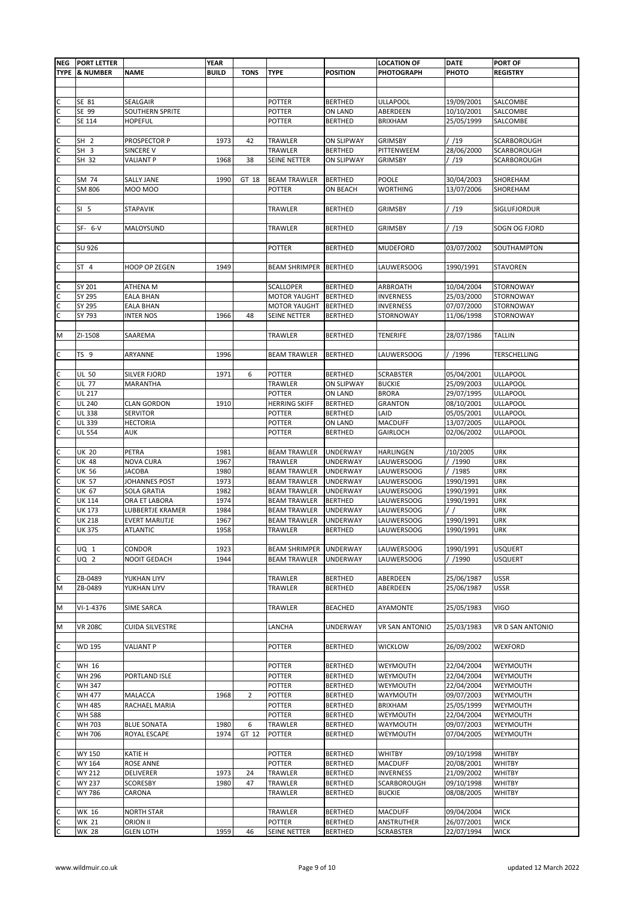| NEG TYPE | PORT LETTER & NUMBER | NAME | YEAR BUILD | TONS | TYPE | POSITION | LOCATION OF PHOTOGRAPH | DATE PHOTO | PORT OF REGISTRY |
|---|---|---|---|---|---|---|---|---|---|
| | | | | | | | | | |
| C | SE 81 | SEALGAIR | | | POTTER | BERTHED | ULLAPOOL | 19/09/2001 | SALCOMBE |
| C | SE 99 | SOUTHERN SPRITE | | | POTTER | ON LAND | ABERDEEN | 10/10/2001 | SALCOMBE |
| C | SE 114 | HOPEFUL | | | POTTER | BERTHED | BRIXHAM | 25/05/1999 | SALCOMBE |
| | | | | | | | | | |
| C | SH 2 | PROSPECTOR P | 1973 | 42 | TRAWLER | ON SLIPWAY | GRIMSBY | / /19 | SCARBOROUGH |
| C | SH 3 | SINCERE V | | | TRAWLER | BERTHED | PITTENWEEM | 28/06/2000 | SCARBOROUGH |
| C | SH 32 | VALIANT P | 1968 | 38 | SEINE NETTER | ON SLIPWAY | GRIMSBY | / /19 | SCARBOROUGH |
| | | | | | | | | | |
| C | SM 74 | SALLY JANE | 1990 | GT 18 | BEAM TRAWLER | BERTHED | POOLE | 30/04/2003 | SHOREHAM |
| C | SM 806 | MOO MOO | | | POTTER | ON BEACH | WORTHING | 13/07/2006 | SHOREHAM |
| | | | | | | | | | |
| C | SI 5 | STAPAVIK | | | TRAWLER | BERTHED | GRIMSBY | / /19 | SIGLUFJORDUR |
| | | | | | | | | | |
| C | SF- 6-V | MALOYSUND | | | TRAWLER | BERTHED | GRIMSBY | / /19 | SOGN OG FJORD |
| | | | | | | | | | |
| C | SU 926 | | | | POTTER | BERTHED | MUDEFORD | 03/07/2002 | SOUTHAMPTON |
| | | | | | | | | | |
| C | ST 4 | HOOP OP ZEGEN | 1949 | | BEAM SHRIMPER | BERTHED | LAUWERSOOG | 1990/1991 | STAVOREN |
| | | | | | | | | | |
| C | SY 201 | ATHENA M | | | SCALLOPER | BERTHED | ARBROATH | 10/04/2004 | STORNOWAY |
| C | SY 295 | EALA BHAN | | | MOTOR YAUGHT | BERTHED | INVERNESS | 25/03/2000 | STORNOWAY |
| C | SY 295 | EALA BHAN | | | MOTOR YAUGHT | BERTHED | INVERNESS | 07/07/2000 | STORNOWAY |
| C | SY 793 | INTER NOS | 1966 | 48 | SEINE NETTER | BERTHED | STORNOWAY | 11/06/1998 | STORNOWAY |
| | | | | | | | | | |
| M | ZI-1508 | SAAREMA | | | TRAWLER | BERTHED | TENERIFE | 28/07/1986 | TALLIN |
| | | | | | | | | | |
| C | TS 9 | ARYANNE | 1996 | | BEAM TRAWLER | BERTHED | LAUWERSOOG | / /1996 | TERSCHELLING |
| | | | | | | | | | |
| C | UL 50 | SILVER FJORD | 1971 | 6 | POTTER | BERTHED | SCRABSTER | 05/04/2001 | ULLAPOOL |
| C | UL 77 | MARANTHA | | | TRAWLER | ON SLIPWAY | BUCKIE | 25/09/2003 | ULLAPOOL |
| C | UL 217 | | | | POTTER | ON LAND | BRORA | 29/07/1995 | ULLAPOOL |
| C | UL 240 | CLAN GORDON | 1910 | | HERRING SKIFF | BERTHED | GRANTON | 08/10/2001 | ULLAPOOL |
| C | UL 338 | SERVITOR | | | POTTER | BERTHED | LAID | 05/05/2001 | ULLAPOOL |
| C | UL 339 | HECTORIA | | | POTTER | ON LAND | MACDUFF | 13/07/2005 | ULLAPOOL |
| C | UL 554 | AUK | | | POTTER | BERTHED | GAIRLOCH | 02/06/2002 | ULLAPOOL |
| | | | | | | | | | |
| C | UK 20 | PETRA | 1981 | | BEAM TRAWLER | UNDERWAY | HARLINGEN | /10/2005 | URK |
| C | UK 48 | NOVA CURA | 1967 | | TRAWLER | UNDERWAY | LAUWERSOOG | / /1990 | URK |
| C | UK 56 | JACOBA | 1980 | | BEAM TRAWLER | UNDERWAY | LAUWERSOOG | / /1985 | URK |
| C | UK 57 | JOHANNES POST | 1973 | | BEAM TRAWLER | UNDERWAY | LAUWERSOOG | 1990/1991 | URK |
| C | UK 67 | SOLA GRATIA | 1982 | | BEAM TRAWLER | UNDERWAY | LAUWERSOOG | 1990/1991 | URK |
| C | UK 114 | ORA ET LABORA | 1974 | | BEAM TRAWLER | BERTHED | LAUWERSOOG | 1990/1991 | URK |
| C | UK 173 | LUBBERTJE KRAMER | 1984 | | BEAM TRAWLER | UNDERWAY | LAUWERSOOG | / / | URK |
| C | UK 218 | EVERT MARIJTJE | 1967 | | BEAM TRAWLER | UNDERWAY | LAUWERSOOG | 1990/1991 | URK |
| C | UK 375 | ATLANTIC | 1958 | | TRAWLER | BERTHED | LAUWERSOOG | 1990/1991 | URK |
| | | | | | | | | | |
| C | UQ 1 | CONDOR | 1923 | | BEAM SHRIMPER | UNDERWAY | LAUWERSOOG | 1990/1991 | USQUERT |
| C | UQ 2 | NOOIT GEDACH | 1944 | | BEAM TRAWLER | UNDERWAY | LAUWERSOOG | / /1990 | USQUERT |
| | | | | | | | | | |
| C | ZB-0489 | YUKHAN LIYV | | | TRAWLER | BERTHED | ABERDEEN | 25/06/1987 | USSR |
| M | ZB-0489 | YUKHAN LIYV | | | TRAWLER | BERTHED | ABERDEEN | 25/06/1987 | USSR |
| | | | | | | | | | |
| M | VI-1-4376 | SIME SARCA | | | TRAWLER | BEACHED | AYAMONTE | 25/05/1983 | VIGO |
| | | | | | | | | | |
| M | VR 208C | CUIDA SILVESTRE | | | LANCHA | UNDERWAY | VR SAN ANTONIO | 25/03/1983 | VR D SAN ANTONIO |
| | | | | | | | | | |
| C | WD 195 | VALIANT P | | | POTTER | BERTHED | WICKLOW | 26/09/2002 | WEXFORD |
| | | | | | | | | | |
| C | WH 16 | | | | POTTER | BERTHED | WEYMOUTH | 22/04/2004 | WEYMOUTH |
| C | WH 296 | PORTLAND ISLE | | | POTTER | BERTHED | WEYMOUTH | 22/04/2004 | WEYMOUTH |
| C | WH 347 | | | | POTTER | BERTHED | WEYMOUTH | 22/04/2004 | WEYMOUTH |
| C | WH 477 | MALACCA | 1968 | 2 | POTTER | BERTHED | WAYMOUTH | 09/07/2003 | WEYMOUTH |
| C | WH 485 | RACHAEL MARIA | | | POTTER | BERTHED | BRIXHAM | 25/05/1999 | WEYMOUTH |
| C | WH 588 | | | | POTTER | BERTHED | WEYMOUTH | 22/04/2004 | WEYMOUTH |
| C | WH 703 | BLUE SONATA | 1980 | 6 | TRAWLER | BERTHED | WAYMOUTH | 09/07/2003 | WEYMOUTH |
| C | WH 706 | ROYAL ESCAPE | 1974 | GT 12 | POTTER | BERTHED | WEYMOUTH | 07/04/2005 | WEYMOUTH |
| | | | | | | | | | |
| C | WY 150 | KATIE H | | | POTTER | BERTHED | WHITBY | 09/10/1998 | WHITBY |
| C | WY 164 | ROSE ANNE | | | POTTER | BERTHED | MACDUFF | 20/08/2001 | WHITBY |
| C | WY 212 | DELIVERER | 1973 | 24 | TRAWLER | BERTHED | INVERNESS | 21/09/2002 | WHITBY |
| C | WY 237 | SCORESBY | 1980 | 47 | TRAWLER | BERTHED | SCARBOROUGH | 09/10/1998 | WHITBY |
| C | WY 786 | CARONA | | | TRAWLER | BERTHED | BUCKIE | 08/08/2005 | WHITBY |
| | | | | | | | | | |
| C | WK 16 | NORTH STAR | | | TRAWLER | BERTHED | MACDUFF | 09/04/2004 | WICK |
| C | WK 21 | ORION II | | | POTTER | BERTHED | ANSTRUTHER | 26/07/2001 | WICK |
| C | WK 28 | GLEN LOTH | 1959 | 46 | SEINE NETTER | BERTHED | SCRABSTER | 22/07/1994 | WICK |

www.wildmuir.co.uk

updated 12 March 2022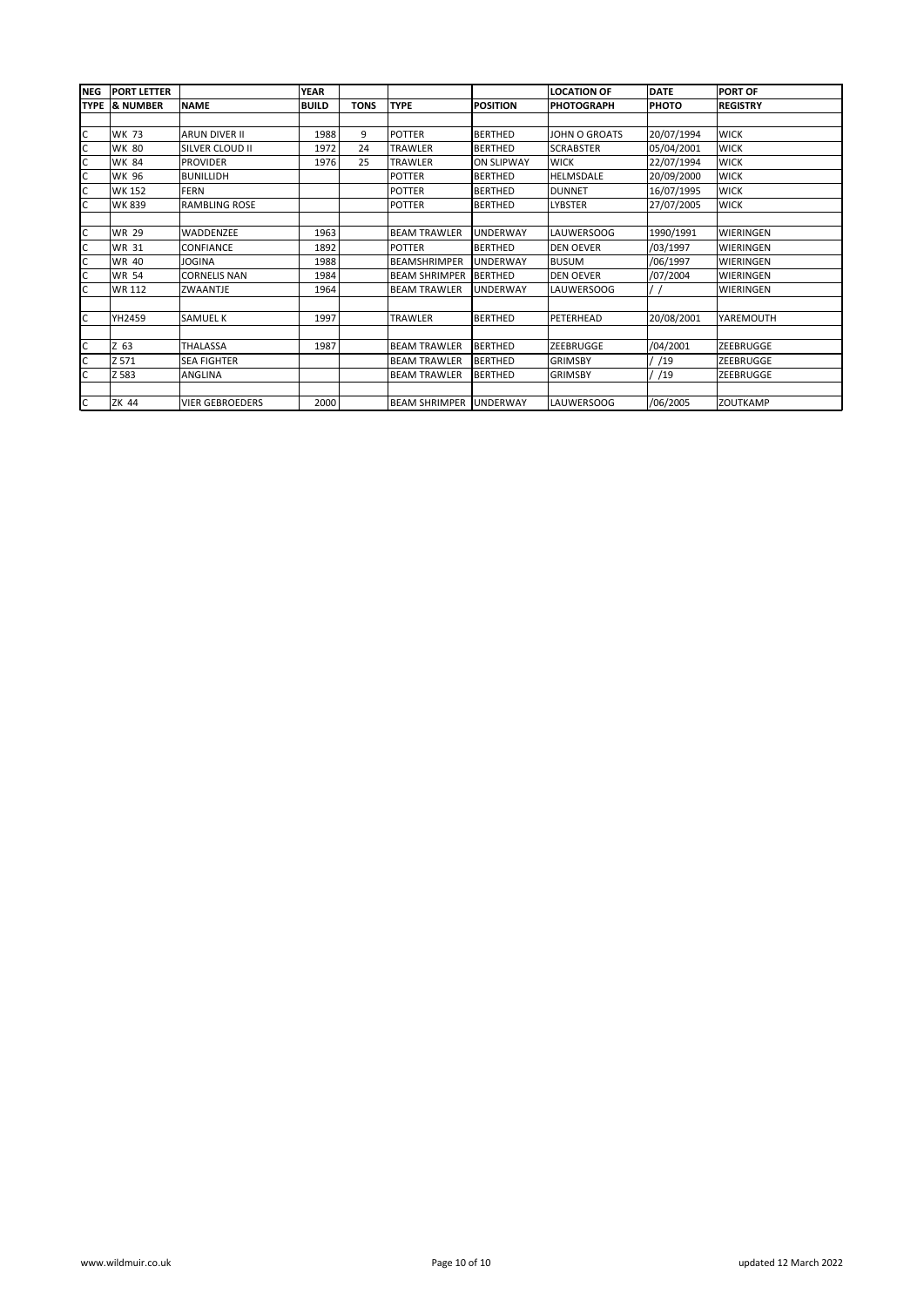| NEG TYPE | PORT LETTER & NUMBER | NAME | YEAR BUILD | TONS | TYPE | POSITION | LOCATION OF PHOTOGRAPH | DATE PHOTO | PORT OF REGISTRY |
|---|---|---|---|---|---|---|---|---|---|
| | | | | | | | | | |
| C | WK 73 | ARUN DIVER II | 1988 | 9 | POTTER | BERTHED | JOHN O GROATS | 20/07/1994 | WICK |
| C | WK 80 | SILVER CLOUD II | 1972 | 24 | TRAWLER | BERTHED | SCRABSTER | 05/04/2001 | WICK |
| C | WK 84 | PROVIDER | 1976 | 25 | TRAWLER | ON SLIPWAY | WICK | 22/07/1994 | WICK |
| C | WK 96 | BUNILLIDH | | | POTTER | BERTHED | HELMSDALE | 20/09/2000 | WICK |
| C | WK 152 | FERN | | | POTTER | BERTHED | DUNNET | 16/07/1995 | WICK |
| C | WK 839 | RAMBLING ROSE | | | POTTER | BERTHED | LYBSTER | 27/07/2005 | WICK |
| | | | | | | | | | |
| C | WR 29 | WADDENZEE | 1963 | | BEAM TRAWLER | UNDERWAY | LAUWERSOOG | 1990/1991 | WIERINGEN |
| C | WR 31 | CONFIANCE | 1892 | | POTTER | BERTHED | DEN OEVER | /03/1997 | WIERINGEN |
| C | WR 40 | JOGINA | 1988 | | BEAMSHRIMPER | UNDERWAY | BUSUM | /06/1997 | WIERINGEN |
| C | WR 54 | CORNELIS NAN | 1984 | | BEAM SHRIMPER | BERTHED | DEN OEVER | /07/2004 | WIERINGEN |
| C | WR 112 | ZWAANTJE | 1964 | | BEAM TRAWLER | UNDERWAY | LAUWERSOOG | / / | WIERINGEN |
| | | | | | | | | | |
| C | YH2459 | SAMUEL K | 1997 | | TRAWLER | BERTHED | PETERHEAD | 20/08/2001 | YAREMOUTH |
| | | | | | | | | | |
| C | Z 63 | THALASSA | 1987 | | BEAM TRAWLER | BERTHED | ZEEBRUGGE | /04/2001 | ZEEBRUGGE |
| C | Z 571 | SEA FIGHTER | | | BEAM TRAWLER | BERTHED | GRIMSBY | / /19 | ZEEBRUGGE |
| C | Z 583 | ANGLINA | | | BEAM TRAWLER | BERTHED | GRIMSBY | / /19 | ZEEBRUGGE |
| | | | | | | | | | |
| C | ZK 44 | VIER GEBROEDERS | 2000 | | BEAM SHRIMPER | UNDERWAY | LAUWERSOOG | /06/2005 | ZOUTKAMP |

www.wildmuir.co.uk

updated 12 March 2022